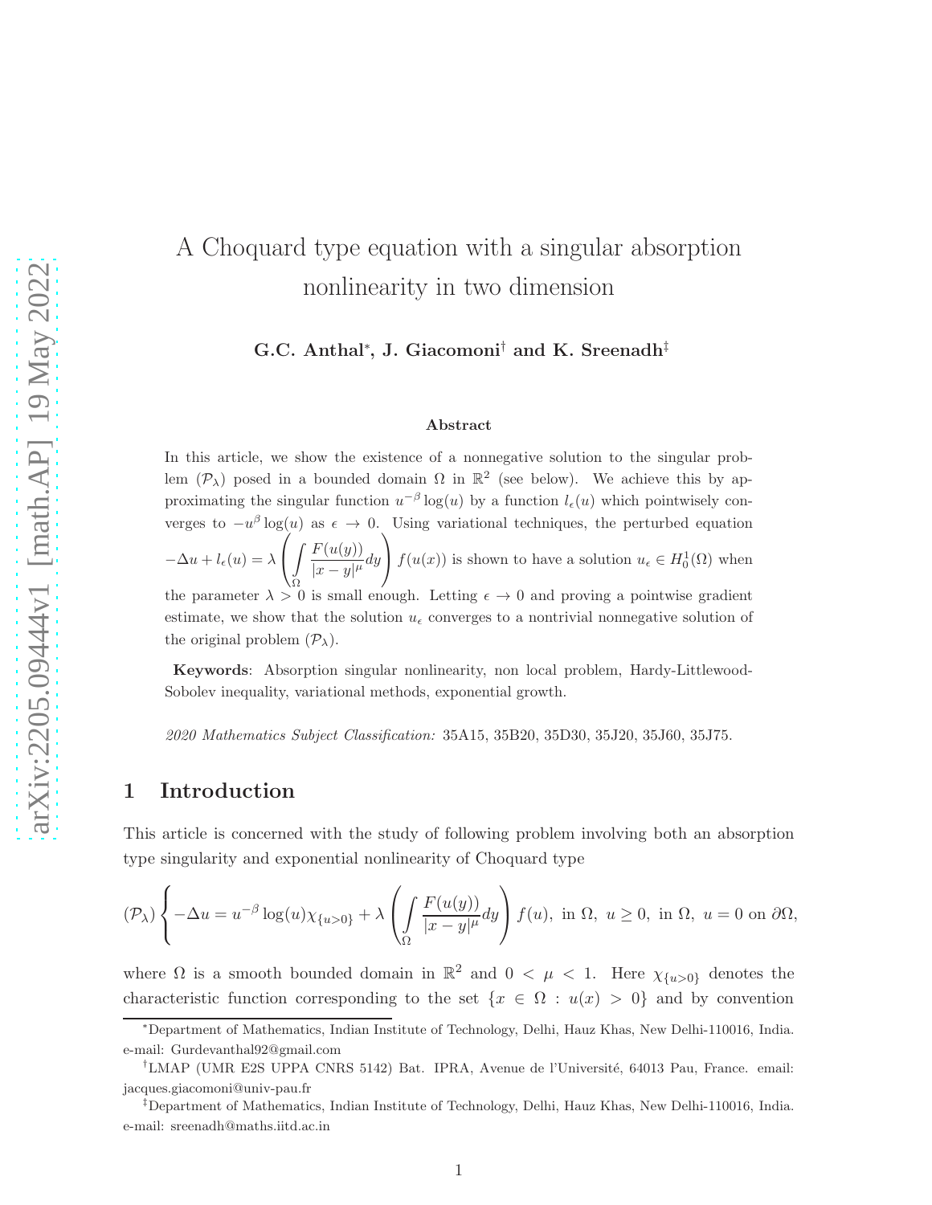# A Choquard type equation with a singular absorption nonlinearity in two dimension

**G.C. Anthal[*], J. Giacomoni[†] and K. Sreenadh[‡]**

### Abstract

In this article, we show the existence of a nonnegative solution to the singular problem $(\mathcal{P}_\lambda)$ posed in a bounded domain $\Omega$ in $\mathbb{R}^2$ (see below). We achieve this by approximating the singular function $u^{-\beta}\log(u)$ by a function $l_\epsilon(u)$ which pointwisely converges to $-u^\beta \log(u)$ as $\epsilon \to 0$. Using variational techniques, the perturbed equation $-\Delta u + l_\epsilon(u) = \lambda \left( \int\limits_\Omega \frac{F(u(y))}{|x-y|^\mu} dy \right) f(u(x))$ is shown to have a solution $u_\epsilon \in H_0^1(\Omega)$ when the parameter $\lambda > 0$ is small enough. Letting $\epsilon \to 0$ and proving a pointwise gradient estimate, we show that the solution $u_\epsilon$ converges to a nontrivial nonnegative solution of the original problem $(\mathcal{P}_\lambda)$.

**Keywords**: Absorption singular nonlinearity, non local problem, Hardy-Littlewood-Sobolev inequality, variational methods, exponential growth.

*2020 Mathematics Subject Classification:* 35A15, 35B20, 35D30, 35J20, 35J60, 35J75.

## 1 Introduction

This article is concerned with the study of following problem involving both an absorption type singularity and exponential nonlinearity of Choquard type

$$(\mathcal{P}_\lambda) \begin{cases} -\Delta u = u^{-\beta}\log(u)\chi_{\{u>0\}} + \lambda \left( \int\limits_\Omega \frac{F(u(y))}{|x-y|^\mu} dy \right) f(u), \text{ in } \Omega, \; u \geq 0, \text{ in } \Omega, \; u = 0 \text{ on } \partial\Omega, \end{cases}$$

where $\Omega$ is a smooth bounded domain in $\mathbb{R}^2$ and $0 < \mu < 1$. Here $\chi_{\{u>0\}}$ denotes the characteristic function corresponding to the set $\{x \in \Omega : u(x) > 0\}$ and by convention

---

[*] Department of Mathematics, Indian Institute of Technology, Delhi, Hauz Khas, New Delhi-110016, India. e-mail: Gurdevanthal92@gmail.com

[†] LMAP (UMR E2S UPPA CNRS 5142) Bat. IPRA, Avenue de l'Université, 64013 Pau, France. email: jacques.giacomoni@univ-pau.fr

[‡] Department of Mathematics, Indian Institute of Technology, Delhi, Hauz Khas, New Delhi-110016, India. e-mail: sreenadh@maths.iitd.ac.in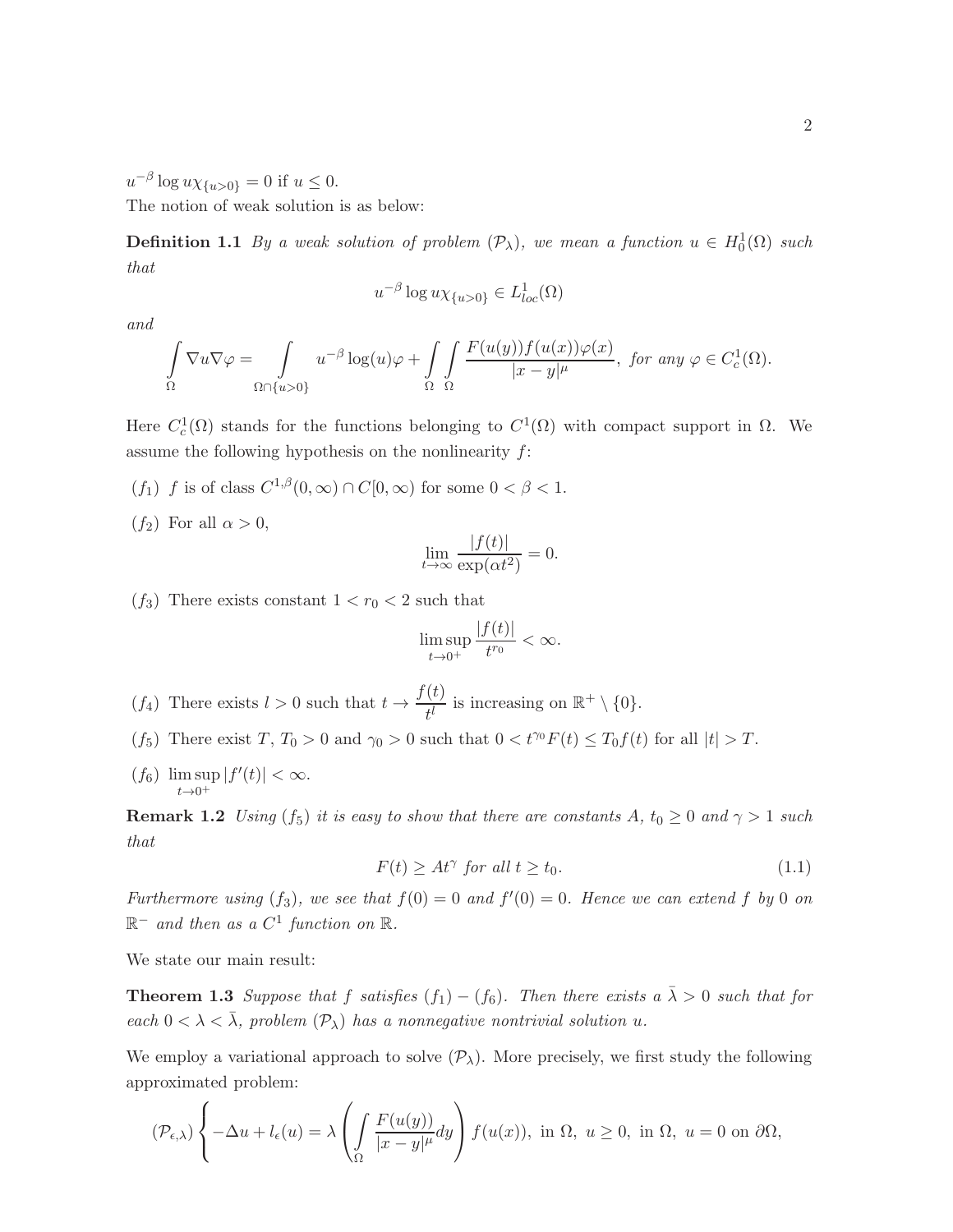$u^{-\beta}\log u\chi_{\{u>0\}} = 0$ if $u \leq 0$.

The notion of weak solution is as below:

**Definition 1.1** *By a weak solution of problem $(\mathcal{P}_\lambda)$, we mean a function $u \in H_0^1(\Omega)$ such that*

$$u^{-\beta}\log u\chi_{\{u>0\}} \in L^1_{loc}(\Omega)$$

*and*

$$\int\limits_\Omega \nabla u \nabla\varphi = \int\limits_{\Omega\cap\{u>0\}} u^{-\beta}\log(u)\varphi + \int\limits_\Omega\int\limits_\Omega \frac{F(u(y))f(u(x))\varphi(x)}{|x-y|^\mu},\ \textit{for any}\ \varphi \in C_c^1(\Omega).$$

Here $C_c^1(\Omega)$ stands for the functions belonging to $C^1(\Omega)$ with compact support in $\Omega$. We assume the following hypothesis on the nonlinearity $f$:

$(f_1)$ $f$ is of class $C^{1,\beta}(0,\infty) \cap C[0,\infty)$ for some $0 < \beta < 1$.

$(f_2)$ For all $\alpha > 0$,

$$\lim_{t\to\infty} \frac{|f(t)|}{\exp(\alpha t^2)} = 0.$$

$(f_3)$ There exists constant $1 < r_0 < 2$ such that

$$\limsup_{t\to 0^+} \frac{|f(t)|}{t^{r_0}} < \infty.$$

$(f_4)$ There exists $l > 0$ such that $t \to \dfrac{f(t)}{t^l}$ is increasing on $\mathbb{R}^+ \setminus \{0\}$.

$(f_5)$ There exist $T$, $T_0 > 0$ and $\gamma_0 > 0$ such that $0 < t^{\gamma_0}F(t) \leq T_0 f(t)$ for all $|t| > T$.

$(f_6)$ $\limsup\limits_{t\to 0^+} |f'(t)| < \infty$.

**Remark 1.2** *Using $(f_5)$ it is easy to show that there are constants $A$, $t_0 \geq 0$ and $\gamma > 1$ such that*

$$F(t) \geq At^\gamma \textit{ for all } t \geq t_0. \tag{1.1}$$

*Furthermore using $(f_3)$, we see that $f(0) = 0$ and $f'(0) = 0$. Hence we can extend $f$ by 0 on $\mathbb{R}^-$ and then as a $C^1$ function on $\mathbb{R}$.*

We state our main result:

**Theorem 1.3** *Suppose that $f$ satisfies $(f_1) - (f_6)$. Then there exists a $\bar{\lambda} > 0$ such that for each $0 < \lambda < \bar{\lambda}$, problem $(\mathcal{P}_\lambda)$ has a nonnegative nontrivial solution $u$.*

We employ a variational approach to solve $(\mathcal{P}_\lambda)$. More precisely, we first study the following approximated problem:

$$(\mathcal{P}_{\epsilon,\lambda}) \begin{cases} -\Delta u + l_\epsilon(u) = \lambda \left( \displaystyle\int\limits_\Omega \frac{F(u(y))}{|x-y|^\mu} dy \right) f(u(x)),\ \text{in}\ \Omega,\ u \geq 0,\ \text{in}\ \Omega,\ u = 0\ \text{on}\ \partial\Omega, \end{cases}$$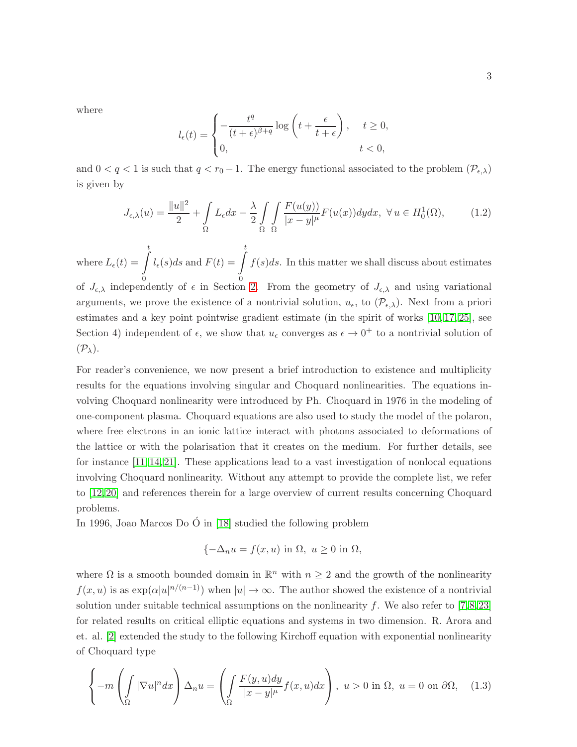where

$$l_\epsilon(t) = \begin{cases} -\dfrac{t^q}{(t+\epsilon)^{\beta+q}} \log\left(t + \dfrac{\epsilon}{t+\epsilon}\right), & t \geq 0, \\ 0, & t < 0, \end{cases}$$

and $0 < q < 1$ is such that $q < r_0 - 1$. The energy functional associated to the problem $(\mathcal{P}_{\epsilon,\lambda})$ is given by

$$J_{\epsilon,\lambda}(u) = \frac{\|u\|^2}{2} + \int_\Omega L_\epsilon dx - \frac{\lambda}{2} \int_\Omega \int_\Omega \frac{F(u(y))}{|x-y|^\mu} F(u(x)) dy dx, \ \forall\, u \in H_0^1(\Omega), \tag{1.2}$$

where $L_\epsilon(t) = \int_0^t l_\epsilon(s) ds$ and $F(t) = \int_0^t f(s) ds$. In this matter we shall discuss about estimates of $J_{\epsilon,\lambda}$ independently of $\epsilon$ in Section 2. From the geometry of $J_{\epsilon,\lambda}$ and using variational arguments, we prove the existence of a nontrivial solution, $u_\epsilon$, to $(\mathcal{P}_{\epsilon,\lambda})$. Next from a priori estimates and a key point pointwise gradient estimate (in the spirit of works [10,17,25], see Section 4) independent of $\epsilon$, we show that $u_\epsilon$ converges as $\epsilon \to 0^+$ to a nontrivial solution of $(\mathcal{P}_\lambda)$.

For reader's convenience, we now present a brief introduction to existence and multiplicity results for the equations involving singular and Choquard nonlinearities. The equations involving Choquard nonlinearity were introduced by Ph. Choquard in 1976 in the modeling of one-component plasma. Choquard equations are also used to study the model of the polaron, where free electrons in an ionic lattice interact with photons associated to deformations of the lattice or with the polarisation that it creates on the medium. For further details, see for instance [11,14,21]. These applications lead to a vast investigation of nonlocal equations involving Choquard nonlinearity. Without any attempt to provide the complete list, we refer to [12,20] and references therein for a large overview of current results concerning Choquard problems.

In 1996, Joao Marcos Do Ó in [18] studied the following problem

$$\{-\Delta_n u = f(x,u) \text{ in } \Omega, \ u \geq 0 \text{ in } \Omega,$$

where $\Omega$ is a smooth bounded domain in $\mathbb{R}^n$ with $n \geq 2$ and the growth of the nonlinearity $f(x,u)$ is as $\exp(\alpha|u|^{n/(n-1)})$ when $|u| \to \infty$. The author showed the existence of a nontrivial solution under suitable technical assumptions on the nonlinearity $f$. We also refer to [7,8,23] for related results on critical elliptic equations and systems in two dimension. R. Arora and et. al. [2] extended the study to the following Kirchoff equation with exponential nonlinearity of Choquard type

$$\left\{ -m\left(\int_\Omega |\nabla u|^n dx\right) \Delta_n u = \left(\int_\Omega \frac{F(y,u)dy}{|x-y|^\mu} f(x,u) dx\right), \ u > 0 \text{ in } \Omega, \ u = 0 \text{ on } \partial\Omega, \right. \tag{1.3}$$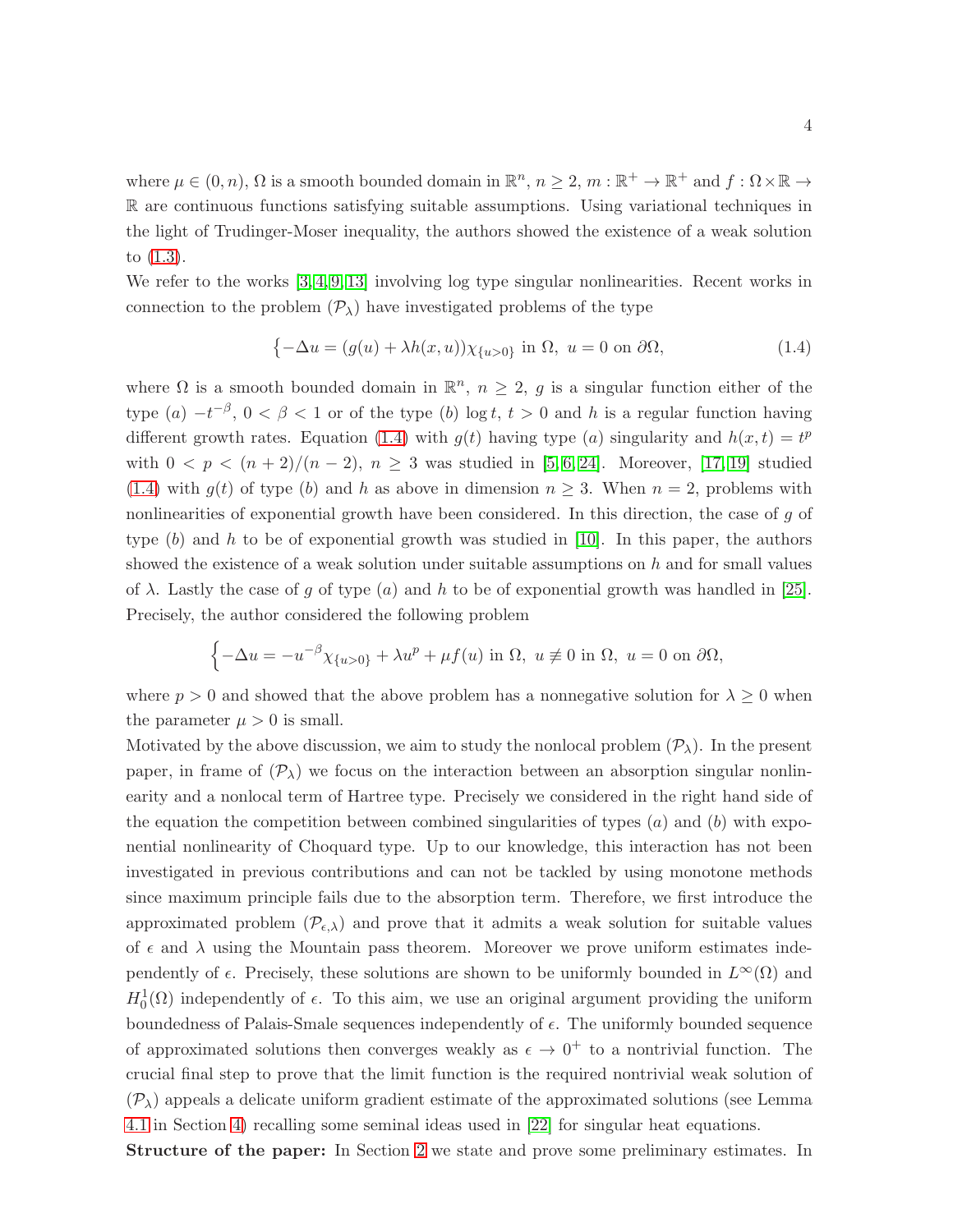where $\mu \in (0, n)$, $\Omega$ is a smooth bounded domain in $\mathbb{R}^n$, $n \geq 2$, $m : \mathbb{R}^+ \to \mathbb{R}^+$ and $f : \Omega \times \mathbb{R} \to \mathbb{R}$ are continuous functions satisfying suitable assumptions. Using variational techniques in the light of Trudinger-Moser inequality, the authors showed the existence of a weak solution to (1.3).

We refer to the works [3, 4, 9, 13] involving log type singular nonlinearities. Recent works in connection to the problem $(\mathcal{P}_\lambda)$ have investigated problems of the type

$$\left\{-\Delta u = (g(u) + \lambda h(x, u))\chi_{\{u>0\}} \text{ in } \Omega,\ u = 0 \text{ on } \partial\Omega, \right. \tag{1.4}$$

where $\Omega$ is a smooth bounded domain in $\mathbb{R}^n$, $n \geq 2$, $g$ is a singular function either of the type $(a)$ $-t^{-\beta}$, $0 < \beta < 1$ or of the type $(b)$ $\log t$, $t > 0$ and $h$ is a regular function having different growth rates. Equation (1.4) with $g(t)$ having type $(a)$ singularity and $h(x, t) = t^p$ with $0 < p < (n + 2)/(n - 2)$, $n \geq 3$ was studied in [5, 6, 24]. Moreover, [17, 19] studied (1.4) with $g(t)$ of type $(b)$ and $h$ as above in dimension $n \geq 3$. When $n = 2$, problems with nonlinearities of exponential growth have been considered. In this direction, the case of $g$ of type $(b)$ and $h$ to be of exponential growth was studied in [10]. In this paper, the authors showed the existence of a weak solution under suitable assumptions on $h$ and for small values of $\lambda$. Lastly the case of $g$ of type $(a)$ and $h$ to be of exponential growth was handled in [25]. Precisely, the author considered the following problem

$$\left\{-\Delta u = -u^{-\beta}\chi_{\{u>0\}} + \lambda u^p + \mu f(u) \text{ in } \Omega,\ u \not\equiv 0 \text{ in } \Omega,\ u = 0 \text{ on } \partial\Omega, \right.$$

where $p > 0$ and showed that the above problem has a nonnegative solution for $\lambda \geq 0$ when the parameter $\mu > 0$ is small.

Motivated by the above discussion, we aim to study the nonlocal problem $(\mathcal{P}_\lambda)$. In the present paper, in frame of $(\mathcal{P}_\lambda)$ we focus on the interaction between an absorption singular nonlinearity and a nonlocal term of Hartree type. Precisely we considered in the right hand side of the equation the competition between combined singularities of types $(a)$ and $(b)$ with exponential nonlinearity of Choquard type. Up to our knowledge, this interaction has not been investigated in previous contributions and can not be tackled by using monotone methods since maximum principle fails due to the absorption term. Therefore, we first introduce the approximated problem $(\mathcal{P}_{\epsilon,\lambda})$ and prove that it admits a weak solution for suitable values of $\epsilon$ and $\lambda$ using the Mountain pass theorem. Moreover we prove uniform estimates independently of $\epsilon$. Precisely, these solutions are shown to be uniformly bounded in $L^\infty(\Omega)$ and $H_0^1(\Omega)$ independently of $\epsilon$. To this aim, we use an original argument providing the uniform boundedness of Palais-Smale sequences independently of $\epsilon$. The uniformly bounded sequence of approximated solutions then converges weakly as $\epsilon \to 0^+$ to a nontrivial function. The crucial final step to prove that the limit function is the required nontrivial weak solution of $(\mathcal{P}_\lambda)$ appeals a delicate uniform gradient estimate of the approximated solutions (see Lemma 4.1 in Section 4) recalling some seminal ideas used in [22] for singular heat equations.

**Structure of the paper:** In Section 2 we state and prove some preliminary estimates. In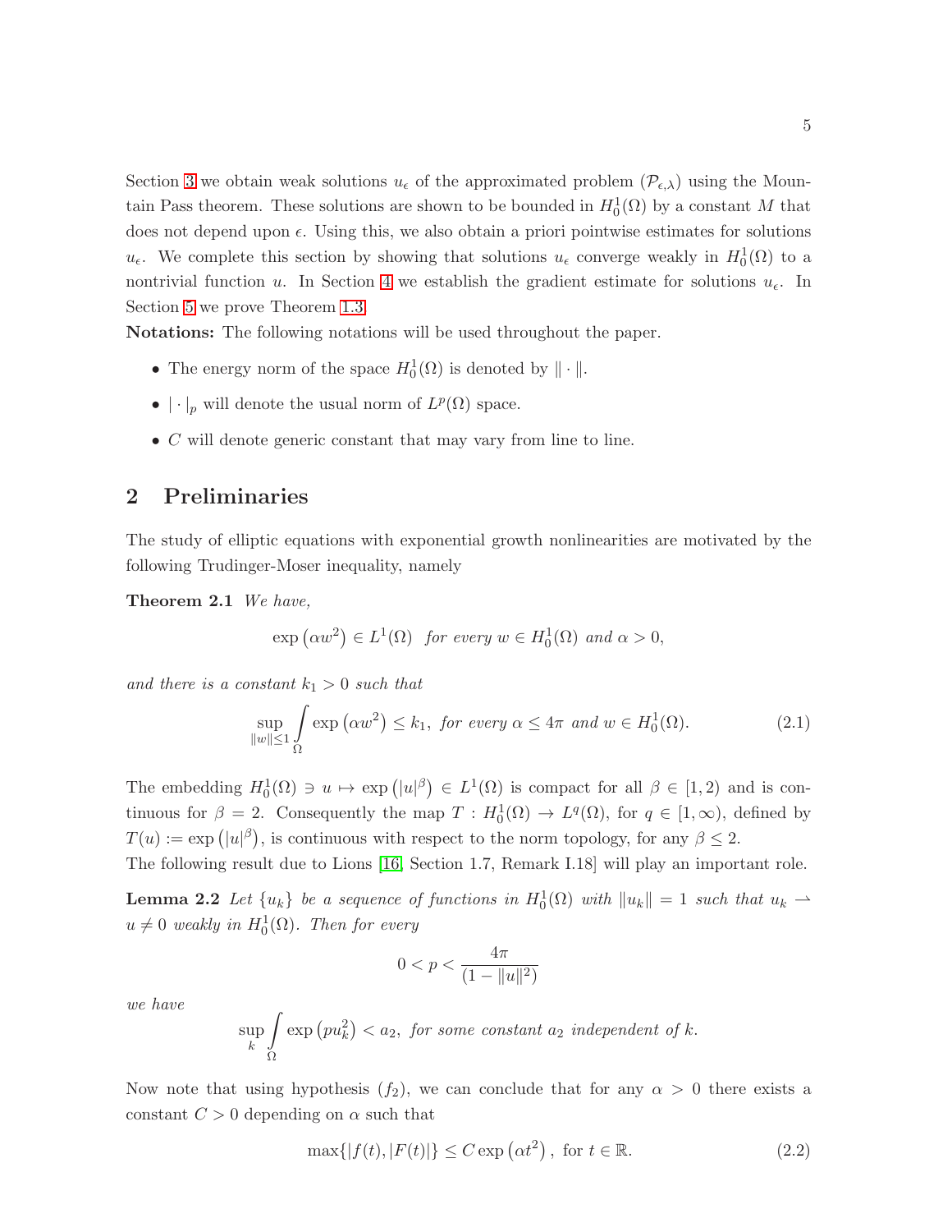Section 3 we obtain weak solutions $u_\epsilon$ of the approximated problem $(\mathcal{P}_{\epsilon,\lambda})$ using the Mountain Pass theorem. These solutions are shown to be bounded in $H_0^1(\Omega)$ by a constant $M$ that does not depend upon $\epsilon$. Using this, we also obtain a priori pointwise estimates for solutions $u_\epsilon$. We complete this section by showing that solutions $u_\epsilon$ converge weakly in $H_0^1(\Omega)$ to a nontrivial function $u$. In Section 4 we establish the gradient estimate for solutions $u_\epsilon$. In Section 5 we prove Theorem 1.3.

**Notations:** The following notations will be used throughout the paper.

- The energy norm of the space $H_0^1(\Omega)$ is denoted by $\|\cdot\|$.
- $|\cdot|_p$ will denote the usual norm of $L^p(\Omega)$ space.
- $C$ will denote generic constant that may vary from line to line.

## 2 Preliminaries

The study of elliptic equations with exponential growth nonlinearities are motivated by the following Trudinger-Moser inequality, namely

**Theorem 2.1** *We have,*

$$\exp\left(\alpha w^2\right) \in L^1(\Omega) \quad \textit{for every } w \in H_0^1(\Omega) \textit{ and } \alpha > 0,$$

*and there is a constant $k_1 > 0$ such that*

$$\sup_{\|w\|\leq 1} \int_\Omega \exp\left(\alpha w^2\right) \leq k_1, \textit{ for every } \alpha \leq 4\pi \textit{ and } w \in H_0^1(\Omega). \tag{2.1}$$

The embedding $H_0^1(\Omega) \ni u \mapsto \exp\left(|u|^\beta\right) \in L^1(\Omega)$ is compact for all $\beta \in [1,2)$ and is continuous for $\beta = 2$. Consequently the map $T : H_0^1(\Omega) \to L^q(\Omega)$, for $q \in [1,\infty)$, defined by $T(u) := \exp\left(|u|^\beta\right)$, is continuous with respect to the norm topology, for any $\beta \leq 2$.

The following result due to Lions [16, Section 1.7, Remark I.18] will play an important role.

**Lemma 2.2** *Let $\{u_k\}$ be a sequence of functions in $H_0^1(\Omega)$ with $\|u_k\| = 1$ such that $u_k \rightharpoonup u \neq 0$ weakly in $H_0^1(\Omega)$. Then for every*

$$0 < p < \frac{4\pi}{(1 - \|u\|^2)}$$

*we have*

$$\sup_k \int_\Omega \exp\left(p u_k^2\right) < a_2, \textit{ for some constant } a_2 \textit{ independent of } k.$$

Now note that using hypothesis $(f_2)$, we can conclude that for any $\alpha > 0$ there exists a constant $C > 0$ depending on $\alpha$ such that

$$\max\{|f(t), |F(t)|\} \leq C \exp\left(\alpha t^2\right), \text{ for } t \in \mathbb{R}. \tag{2.2}$$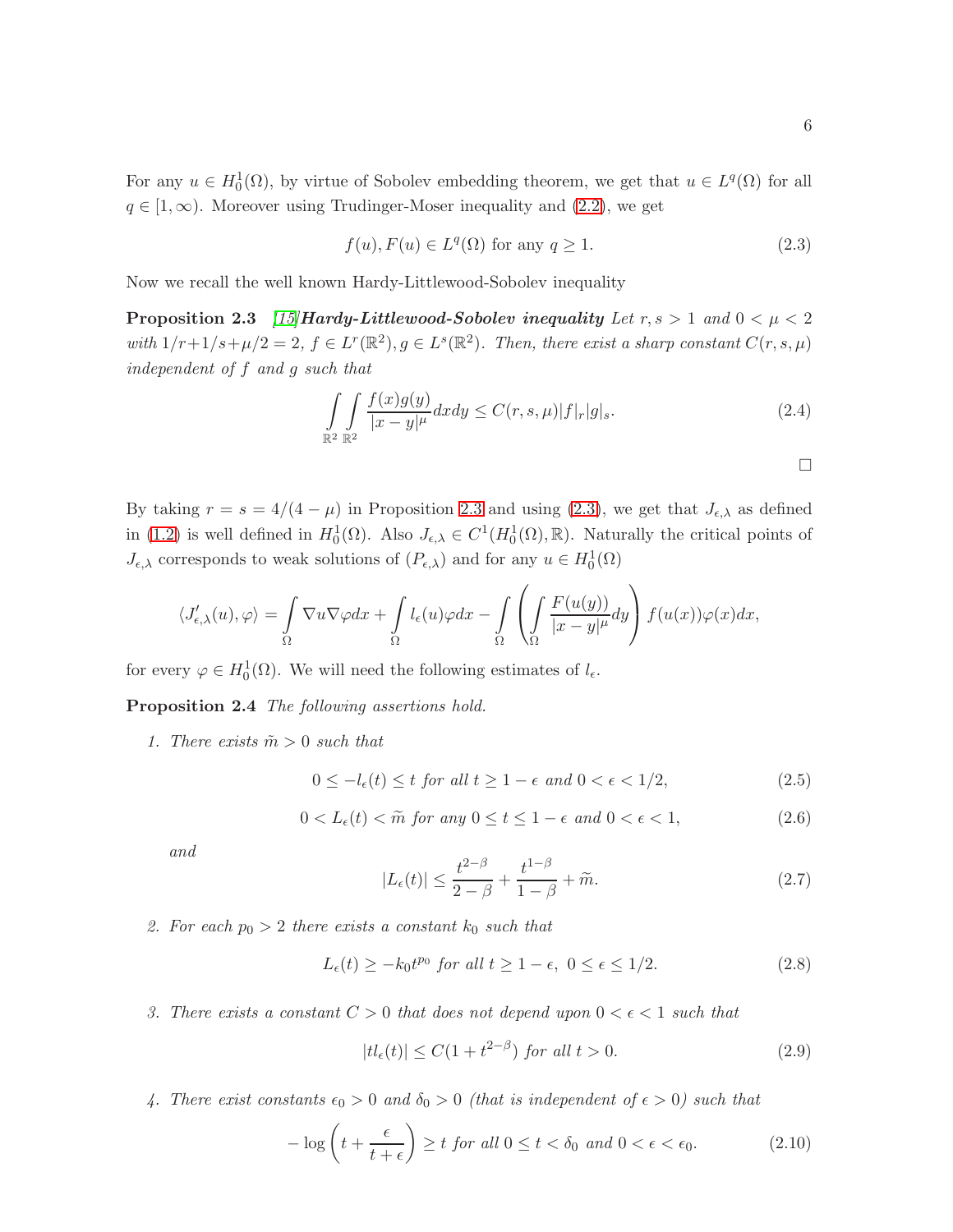For any $u \in H_0^1(\Omega)$, by virtue of Sobolev embedding theorem, we get that $u \in L^q(\Omega)$ for all $q \in [1, \infty)$. Moreover using Trudinger-Moser inequality and (2.2), we get

$$f(u), F(u) \in L^q(\Omega) \text{ for any } q \geq 1. \tag{2.3}$$

Now we recall the well known Hardy-Littlewood-Sobolev inequality

**Proposition 2.3** *[15]**Hardy-Littlewood-Sobolev inequality** Let $r, s > 1$ and $0 < \mu < 2$ with $1/r + 1/s + \mu/2 = 2$, $f \in L^r(\mathbb{R}^2), g \in L^s(\mathbb{R}^2)$. Then, there exist a sharp constant $C(r, s, \mu)$ independent of $f$ and $g$ such that*

$$\int_{\mathbb{R}^2}\int_{\mathbb{R}^2} \frac{f(x)g(y)}{|x-y|^\mu} dxdy \leq C(r, s, \mu)|f|_r |g|_s. \tag{2.4}$$

$\square$

By taking $r = s = 4/(4-\mu)$ in Proposition 2.3 and using (2.3), we get that $J_{\epsilon,\lambda}$ as defined in (1.2) is well defined in $H_0^1(\Omega)$. Also $J_{\epsilon,\lambda} \in C^1(H_0^1(\Omega), \mathbb{R})$. Naturally the critical points of $J_{\epsilon,\lambda}$ corresponds to weak solutions of $(P_{\epsilon,\lambda})$ and for any $u \in H_0^1(\Omega)$

$$\langle J'_{\epsilon,\lambda}(u), \varphi\rangle = \int_\Omega \nabla u \nabla \varphi dx + \int_\Omega l_\epsilon(u)\varphi dx - \int_\Omega \left(\int_\Omega \frac{F(u(y))}{|x-y|^\mu} dy\right) f(u(x))\varphi(x) dx,$$

for every $\varphi \in H_0^1(\Omega)$. We will need the following estimates of $l_\epsilon$.

**Proposition 2.4** *The following assertions hold.*

1. *There exists $\tilde{m} > 0$ such that*

$$0 \leq -l_\epsilon(t) \leq t \text{ for all } t \geq 1-\epsilon \text{ and } 0 < \epsilon < 1/2, \tag{2.5}$$

$$0 < L_\epsilon(t) < \widetilde{m} \text{ for any } 0 \leq t \leq 1-\epsilon \text{ and } 0 < \epsilon < 1, \tag{2.6}$$

*and*

$$|L_\epsilon(t)| \leq \frac{t^{2-\beta}}{2-\beta} + \frac{t^{1-\beta}}{1-\beta} + \widetilde{m}. \tag{2.7}$$

2. *For each $p_0 > 2$ there exists a constant $k_0$ such that*

$$L_\epsilon(t) \geq -k_0 t^{p_0} \text{ for all } t \geq 1-\epsilon,\ 0 \leq \epsilon \leq 1/2. \tag{2.8}$$

3. *There exists a constant $C > 0$ that does not depend upon $0 < \epsilon < 1$ such that*

$$|t l_\epsilon(t)| \leq C(1 + t^{2-\beta}) \text{ for all } t > 0. \tag{2.9}$$

4. *There exist constants $\epsilon_0 > 0$ and $\delta_0 > 0$ (that is independent of $\epsilon > 0$) such that*

$$-\log\left(t + \frac{\epsilon}{t+\epsilon}\right) \geq t \text{ for all } 0 \leq t < \delta_0 \text{ and } 0 < \epsilon < \epsilon_0. \tag{2.10}$$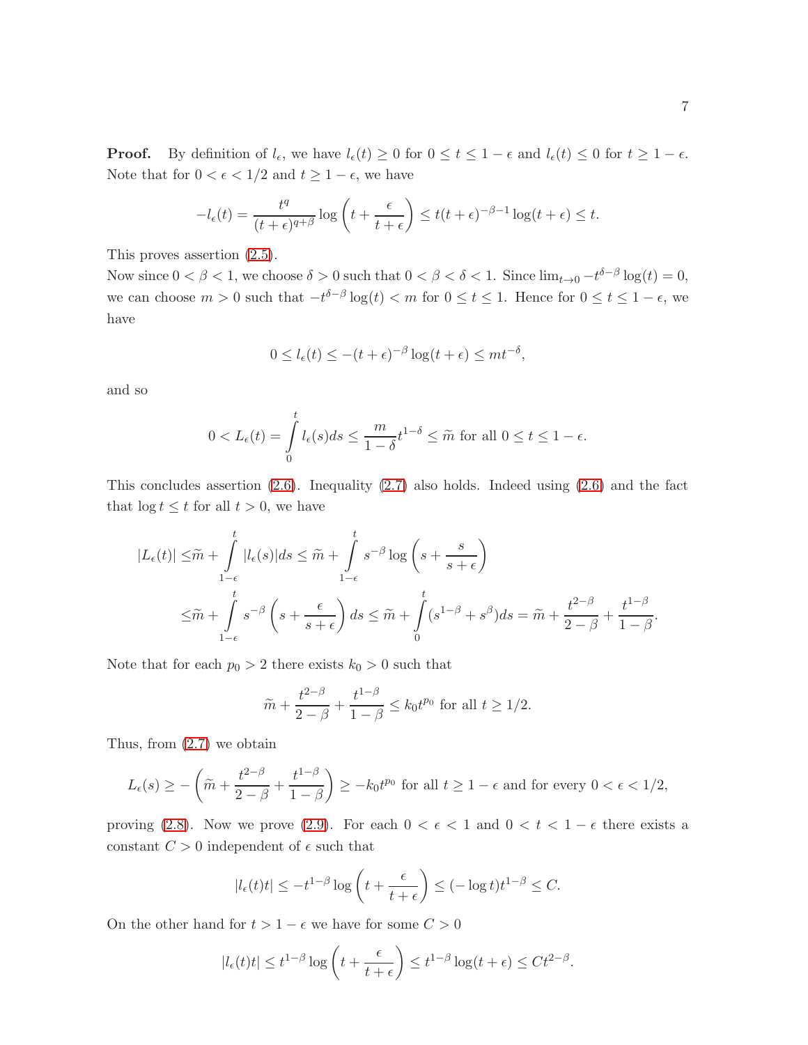**Proof.** By definition of $l_\epsilon$, we have $l_\epsilon(t) \geq 0$ for $0 \leq t \leq 1-\epsilon$ and $l_\epsilon(t) \leq 0$ for $t \geq 1-\epsilon$. Note that for $0 < \epsilon < 1/2$ and $t \geq 1-\epsilon$, we have

$$-l_\epsilon(t) = \frac{t^q}{(t+\epsilon)^{q+\beta}} \log\left(t + \frac{\epsilon}{t+\epsilon}\right) \leq t(t+\epsilon)^{-\beta-1}\log(t+\epsilon) \leq t.$$

This proves assertion (2.5).

Now since $0 < \beta < 1$, we choose $\delta > 0$ such that $0 < \beta < \delta < 1$. Since $\lim_{t\to 0} -t^{\delta-\beta}\log(t) = 0$, we can choose $m > 0$ such that $-t^{\delta-\beta}\log(t) < m$ for $0 \leq t \leq 1$. Hence for $0 \leq t \leq 1-\epsilon$, we have

$$0 \leq l_\epsilon(t) \leq -(t+\epsilon)^{-\beta}\log(t+\epsilon) \leq mt^{-\delta},$$

and so

$$0 < L_\epsilon(t) = \int_0^t l_\epsilon(s)ds \leq \frac{m}{1-\delta}t^{1-\delta} \leq \widetilde{m} \text{ for all } 0 \leq t \leq 1-\epsilon.$$

This concludes assertion (2.6). Inequality (2.7) also holds. Indeed using (2.6) and the fact that $\log t \leq t$ for all $t > 0$, we have

$$\begin{aligned}
|L_\epsilon(t)| \leq & \widetilde{m} + \int_{1-\epsilon}^t |l_\epsilon(s)|ds \leq \widetilde{m} + \int_{1-\epsilon}^t s^{-\beta}\log\left(s + \frac{s}{s+\epsilon}\right) \\
\leq & \widetilde{m} + \int_{1-\epsilon}^t s^{-\beta}\left(s + \frac{\epsilon}{s+\epsilon}\right)ds \leq \widetilde{m} + \int_0^t (s^{1-\beta} + s^\beta)ds = \widetilde{m} + \frac{t^{2-\beta}}{2-\beta} + \frac{t^{1-\beta}}{1-\beta}.
\end{aligned}$$

Note that for each $p_0 > 2$ there exists $k_0 > 0$ such that

$$\widetilde{m} + \frac{t^{2-\beta}}{2-\beta} + \frac{t^{1-\beta}}{1-\beta} \leq k_0 t^{p_0} \text{ for all } t \geq 1/2.$$

Thus, from (2.7) we obtain

$$L_\epsilon(s) \geq -\left(\widetilde{m} + \frac{t^{2-\beta}}{2-\beta} + \frac{t^{1-\beta}}{1-\beta}\right) \geq -k_0 t^{p_0} \text{ for all } t \geq 1-\epsilon \text{ and for every } 0 < \epsilon < 1/2,$$

proving (2.8). Now we prove (2.9). For each $0 < \epsilon < 1$ and $0 < t < 1-\epsilon$ there exists a constant $C > 0$ independent of $\epsilon$ such that

$$|l_\epsilon(t)t| \leq -t^{1-\beta}\log\left(t + \frac{\epsilon}{t+\epsilon}\right) \leq (-\log t)t^{1-\beta} \leq C.$$

On the other hand for $t > 1-\epsilon$ we have for some $C > 0$

$$|l_\epsilon(t)t| \leq t^{1-\beta}\log\left(t + \frac{\epsilon}{t+\epsilon}\right) \leq t^{1-\beta}\log(t+\epsilon) \leq Ct^{2-\beta}.$$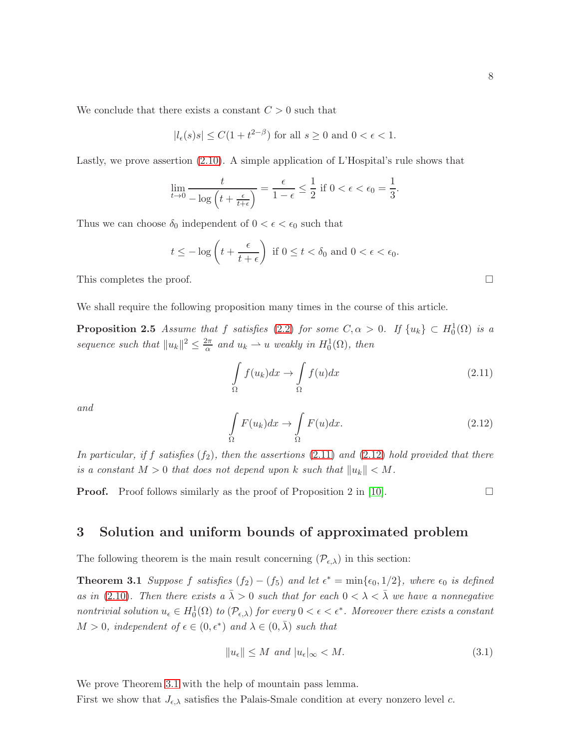We conclude that there exists a constant $C > 0$ such that

$$|l_\epsilon(s)s| \leq C(1 + t^{2-\beta}) \text{ for all } s \geq 0 \text{ and } 0 < \epsilon < 1.$$

Lastly, we prove assertion (2.10). A simple application of L'Hospital's rule shows that

$$\lim_{t \to 0} \frac{t}{-\log\left(t + \frac{\epsilon}{t+\epsilon}\right)} = \frac{\epsilon}{1-\epsilon} \leq \frac{1}{2} \text{ if } 0 < \epsilon < \epsilon_0 = \frac{1}{3}.$$

Thus we can choose $\delta_0$ independent of $0 < \epsilon < \epsilon_0$ such that

$$t \leq -\log\left(t + \frac{\epsilon}{t+\epsilon}\right) \text{ if } 0 \leq t < \delta_0 \text{ and } 0 < \epsilon < \epsilon_0.$$

This completes the proof. □

We shall require the following proposition many times in the course of this article.

**Proposition 2.5** *Assume that $f$ satisfies (2.2) for some $C, \alpha > 0$. If $\{u_k\} \subset H_0^1(\Omega)$ is a sequence such that $\|u_k\|^2 \leq \frac{2\pi}{\alpha}$ and $u_k \rightharpoonup u$ weakly in $H_0^1(\Omega)$, then*

$$\int_\Omega f(u_k)dx \to \int_\Omega f(u)dx \tag{2.11}$$

*and*

$$\int_\Omega F(u_k)dx \to \int_\Omega F(u)dx. \tag{2.12}$$

*In particular, if $f$ satisfies $(f_2)$, then the assertions (2.11) and (2.12) hold provided that there is a constant $M > 0$ that does not depend upon $k$ such that $\|u_k\| < M$.*

**Proof.** Proof follows similarly as the proof of Proposition 2 in [10]. □

## 3 Solution and uniform bounds of approximated problem

The following theorem is the main result concerning $(\mathcal{P}_{\epsilon,\lambda})$ in this section:

**Theorem 3.1** *Suppose $f$ satisfies $(f_2) - (f_5)$ and let $\epsilon^* = \min\{\epsilon_0, 1/2\}$, where $\epsilon_0$ is defined as in (2.10). Then there exists a $\bar{\lambda} > 0$ such that for each $0 < \lambda < \bar{\lambda}$ we have a nonnegative nontrivial solution $u_\epsilon \in H_0^1(\Omega)$ to $(\mathcal{P}_{\epsilon,\lambda})$ for every $0 < \epsilon < \epsilon^*$. Moreover there exists a constant $M > 0$, independent of $\epsilon \in (0, \epsilon^*)$ and $\lambda \in (0, \bar{\lambda})$ such that*

$$\|u_\epsilon\| \leq M \text{ and } |u_\epsilon|_\infty < M. \tag{3.1}$$

We prove Theorem 3.1 with the help of mountain pass lemma.
First we show that $J_{\epsilon,\lambda}$ satisfies the Palais-Smale condition at every nonzero level $c$.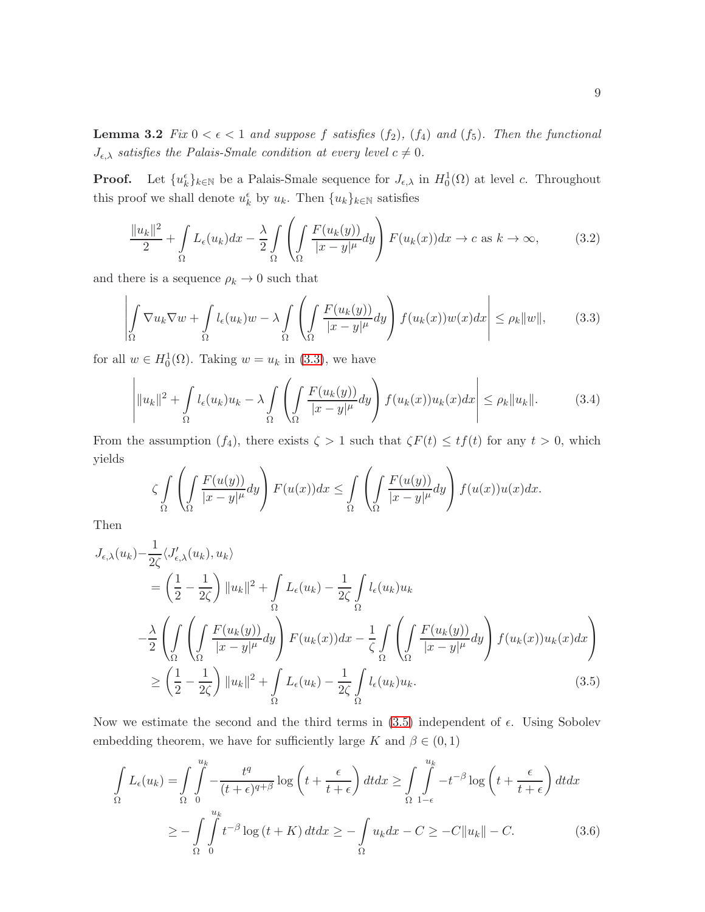**Lemma 3.2** *Fix $0 < \epsilon < 1$ and suppose $f$ satisfies $(f_2)$, $(f_4)$ and $(f_5)$. Then the functional $J_{\epsilon,\lambda}$ satisfies the Palais-Smale condition at every level $c \neq 0$.*

**Proof.** Let $\{u_k^\epsilon\}_{k\in\mathbb{N}}$ be a Palais-Smale sequence for $J_{\epsilon,\lambda}$ in $H_0^1(\Omega)$ at level $c$. Throughout this proof we shall denote $u_k^\epsilon$ by $u_k$. Then $\{u_k\}_{k\in\mathbb{N}}$ satisfies

$$\frac{\|u_k\|^2}{2} + \int\limits_\Omega L_\epsilon(u_k)dx - \frac{\lambda}{2}\int\limits_\Omega \left(\int\limits_\Omega \frac{F(u_k(y))}{|x-y|^\mu}dy\right) F(u_k(x))dx \to c \text{ as } k \to \infty, \tag{3.2}$$

and there is a sequence $\rho_k \to 0$ such that

$$\left|\int\limits_\Omega \nabla u_k \nabla w + \int\limits_\Omega l_\epsilon(u_k)w - \lambda \int\limits_\Omega \left(\int\limits_\Omega \frac{F(u_k(y))}{|x-y|^\mu}dy\right) f(u_k(x))w(x)dx\right| \leq \rho_k\|w\|, \tag{3.3}$$

for all $w \in H_0^1(\Omega)$. Taking $w = u_k$ in (3.3), we have

$$\left|\|u_k\|^2 + \int\limits_\Omega l_\epsilon(u_k)u_k - \lambda \int\limits_\Omega \left(\int\limits_\Omega \frac{F(u_k(y))}{|x-y|^\mu}dy\right) f(u_k(x))u_k(x)dx\right| \leq \rho_k\|u_k\|. \tag{3.4}$$

From the assumption $(f_4)$, there exists $\zeta > 1$ such that $\zeta F(t) \leq t f(t)$ for any $t > 0$, which yields

$$\zeta \int\limits_\Omega \left(\int\limits_\Omega \frac{F(u(y))}{|x-y|^\mu}dy\right) F(u(x))dx \leq \int\limits_\Omega \left(\int\limits_\Omega \frac{F(u(y))}{|x-y|^\mu}dy\right) f(u(x))u(x)dx.$$

Then

$$\begin{aligned}
J_{\epsilon,\lambda}(u_k) - &\frac{1}{2\zeta}\langle J'_{\epsilon,\lambda}(u_k), u_k\rangle \\
&= \left(\frac{1}{2} - \frac{1}{2\zeta}\right)\|u_k\|^2 + \int\limits_\Omega L_\epsilon(u_k) - \frac{1}{2\zeta}\int\limits_\Omega l_\epsilon(u_k)u_k \\
-&\frac{\lambda}{2}\left(\int\limits_\Omega \left(\int\limits_\Omega \frac{F(u_k(y))}{|x-y|^\mu}dy\right) F(u_k(x))dx - \frac{1}{\zeta}\int\limits_\Omega \left(\int\limits_\Omega \frac{F(u_k(y))}{|x-y|^\mu}dy\right) f(u_k(x))u_k(x)dx\right) \\
&\geq \left(\frac{1}{2} - \frac{1}{2\zeta}\right)\|u_k\|^2 + \int\limits_\Omega L_\epsilon(u_k) - \frac{1}{2\zeta}\int\limits_\Omega l_\epsilon(u_k)u_k.
\end{aligned} \tag{3.5}$$

Now we estimate the second and the third terms in (3.5) independent of $\epsilon$. Using Sobolev embedding theorem, we have for sufficiently large $K$ and $\beta \in (0,1)$

$$\begin{aligned}
\int\limits_\Omega L_\epsilon(u_k) &= \int\limits_\Omega \int\limits_0^{u_k} -\frac{t^q}{(t+\epsilon)^{q+\beta}}\log\left(t + \frac{\epsilon}{t+\epsilon}\right)dtdx \geq \int\limits_\Omega \int\limits_{1-\epsilon}^{u_k} -t^{-\beta}\log\left(t + \frac{\epsilon}{t+\epsilon}\right)dtdx \\
&\geq -\int\limits_\Omega \int\limits_0^{u_k} t^{-\beta}\log(t+K)\,dtdx \geq -\int\limits_\Omega u_k dx - C \geq -C\|u_k\| - C.
\end{aligned} \tag{3.6}$$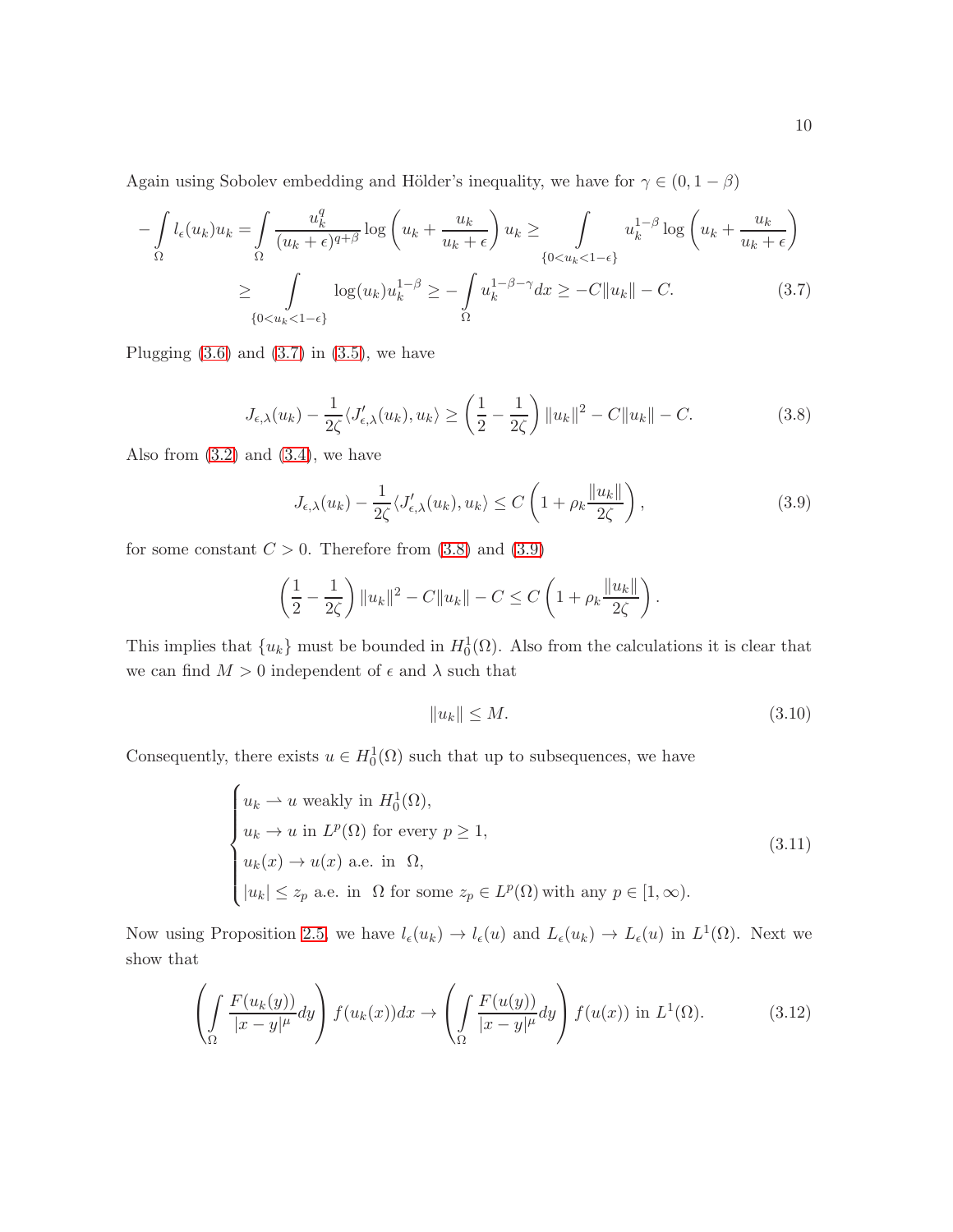Again using Sobolev embedding and Hölder's inequality, we have for $\gamma \in (0, 1-\beta)$

$$
\begin{aligned}
-\int_\Omega l_\epsilon(u_k)u_k &= \int_\Omega \frac{u_k^q}{(u_k+\epsilon)^{q+\beta}} \log\left(u_k + \frac{u_k}{u_k+\epsilon}\right) u_k \geq \int_{\{0<u_k<1-\epsilon\}} u_k^{1-\beta} \log\left(u_k + \frac{u_k}{u_k+\epsilon}\right) \\
&\geq \int_{\{0<u_k<1-\epsilon\}} \log(u_k) u_k^{1-\beta} \geq -\int_\Omega u_k^{1-\beta-\gamma} dx \geq -C\|u_k\| - C. \qquad (3.7)
\end{aligned}
$$

Plugging (3.6) and (3.7) in (3.5), we have

$$
J_{\epsilon,\lambda}(u_k) - \frac{1}{2\zeta}\langle J'_{\epsilon,\lambda}(u_k), u_k\rangle \geq \left(\frac{1}{2} - \frac{1}{2\zeta}\right)\|u_k\|^2 - C\|u_k\| - C. \qquad (3.8)
$$

Also from (3.2) and (3.4), we have

$$
J_{\epsilon,\lambda}(u_k) - \frac{1}{2\zeta}\langle J'_{\epsilon,\lambda}(u_k), u_k\rangle \leq C\left(1 + \rho_k \frac{\|u_k\|}{2\zeta}\right), \qquad (3.9)
$$

for some constant $C > 0$. Therefore from (3.8) and (3.9)

$$
\left(\frac{1}{2} - \frac{1}{2\zeta}\right)\|u_k\|^2 - C\|u_k\| - C \leq C\left(1 + \rho_k \frac{\|u_k\|}{2\zeta}\right).
$$

This implies that $\{u_k\}$ must be bounded in $H_0^1(\Omega)$. Also from the calculations it is clear that we can find $M > 0$ independent of $\epsilon$ and $\lambda$ such that

$$
\|u_k\| \leq M. \qquad (3.10)
$$

Consequently, there exists $u \in H_0^1(\Omega)$ such that up to subsequences, we have

$$
\begin{cases}
u_k \rightharpoonup u \text{ weakly in } H_0^1(\Omega), \\
u_k \to u \text{ in } L^p(\Omega) \text{ for every } p \geq 1, \\
u_k(x) \to u(x) \text{ a.e. in } \Omega, \\
|u_k| \leq z_p \text{ a.e. in } \Omega \text{ for some } z_p \in L^p(\Omega) \text{ with any } p \in [1, \infty).
\end{cases} \qquad (3.11)
$$

Now using Proposition 2.5, we have $l_\epsilon(u_k) \to l_\epsilon(u)$ and $L_\epsilon(u_k) \to L_\epsilon(u)$ in $L^1(\Omega)$. Next we show that

$$
\left(\int_\Omega \frac{F(u_k(y))}{|x-y|^\mu} dy\right) f(u_k(x))dx \to \left(\int_\Omega \frac{F(u(y))}{|x-y|^\mu} dy\right) f(u(x)) \text{ in } L^1(\Omega). \qquad (3.12)
$$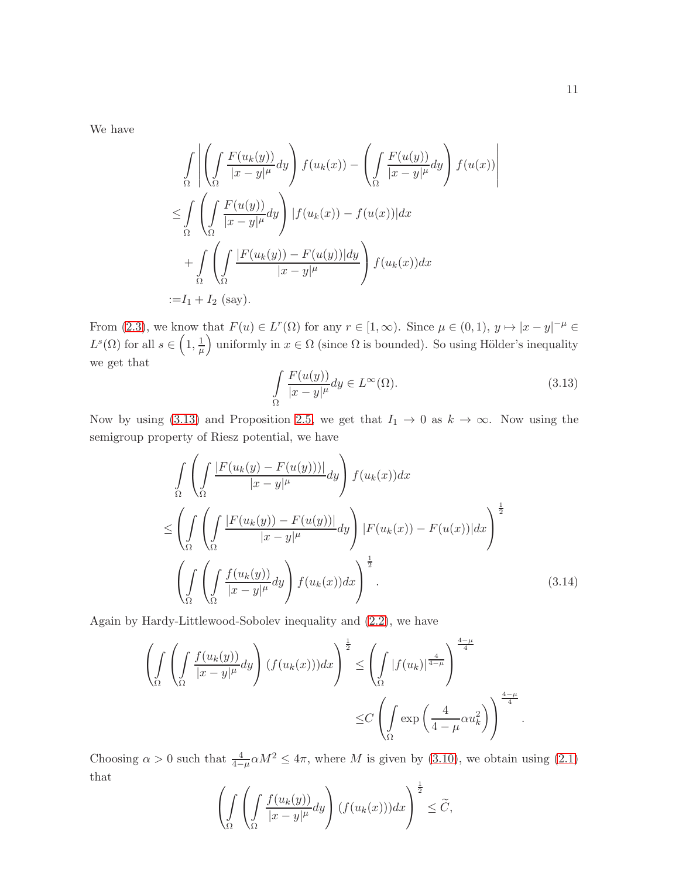We have

$$
\begin{aligned}
&\int\limits_{\Omega} \left| \left( \int\limits_{\Omega} \frac{F(u_k(y))}{|x-y|^{\mu}} dy \right) f(u_k(x)) - \left( \int\limits_{\Omega} \frac{F(u(y))}{|x-y|^{\mu}} dy \right) f(u(x)) \right| \\
\leq &\int\limits_{\Omega} \left( \int\limits_{\Omega} \frac{F(u(y))}{|x-y|^{\mu}} dy \right) |f(u_k(x)) - f(u(x))| dx \\
&+ \int\limits_{\Omega} \left( \int\limits_{\Omega} \frac{|F(u_k(y)) - F(u(y))| dy}{|x-y|^{\mu}} \right) f(u_k(x)) dx \\
:= &I_1 + I_2 \text{ (say)}.
\end{aligned}
$$

From (2.3), we know that $F(u) \in L^r(\Omega)$ for any $r \in [1, \infty)$. Since $\mu \in (0,1)$, $y \mapsto |x-y|^{-\mu} \in L^s(\Omega)$ for all $s \in \left(1, \frac{1}{\mu}\right)$ uniformly in $x \in \Omega$ (since $\Omega$ is bounded). So using Hölder's inequality we get that

$$
\int\limits_{\Omega} \frac{F(u(y))}{|x-y|^{\mu}} dy \in L^{\infty}(\Omega). \tag{3.13}
$$

Now by using (3.13) and Proposition 2.5, we get that $I_1 \to 0$ as $k \to \infty$. Now using the semigroup property of Riesz potential, we have

$$
\begin{aligned}
&\int\limits_{\Omega} \left( \int\limits_{\Omega} \frac{|F(u_k(y) - F(u(y)))|}{|x-y|^{\mu}} dy \right) f(u_k(x)) dx \\
\leq &\left( \int\limits_{\Omega} \left( \int\limits_{\Omega} \frac{|F(u_k(y)) - F(u(y))|}{|x-y|^{\mu}} dy \right) |F(u_k(x)) - F(u(x))| dx \right)^{\frac{1}{2}} \\
&\left( \int\limits_{\Omega} \left( \int\limits_{\Omega} \frac{f(u_k(y))}{|x-y|^{\mu}} dy \right) f(u_k(x)) dx \right)^{\frac{1}{2}}.
\end{aligned} \tag{3.14}
$$

Again by Hardy-Littlewood-Sobolev inequality and (2.2), we have

$$
\begin{aligned}
\left( \int\limits_{\Omega} \left( \int\limits_{\Omega} \frac{f(u_k(y))}{|x-y|^{\mu}} dy \right) (f(u_k(x))) dx \right)^{\frac{1}{2}} \leq &\left( \int\limits_{\Omega} |f(u_k)|^{\frac{4}{4-\mu}} \right)^{\frac{4-\mu}{4}} \\
\leq &C \left( \int\limits_{\Omega} \exp\left( \frac{4}{4-\mu} \alpha u_k^2 \right) \right)^{\frac{4-\mu}{4}}.
\end{aligned}
$$

Choosing $\alpha > 0$ such that $\frac{4}{4-\mu} \alpha M^2 \leq 4\pi$, where $M$ is given by (3.10), we obtain using (2.1) that

$$
\left( \int\limits_{\Omega} \left( \int\limits_{\Omega} \frac{f(u_k(y))}{|x-y|^{\mu}} dy \right) (f(u_k(x))) dx \right)^{\frac{1}{2}} \leq \widetilde{C},
$$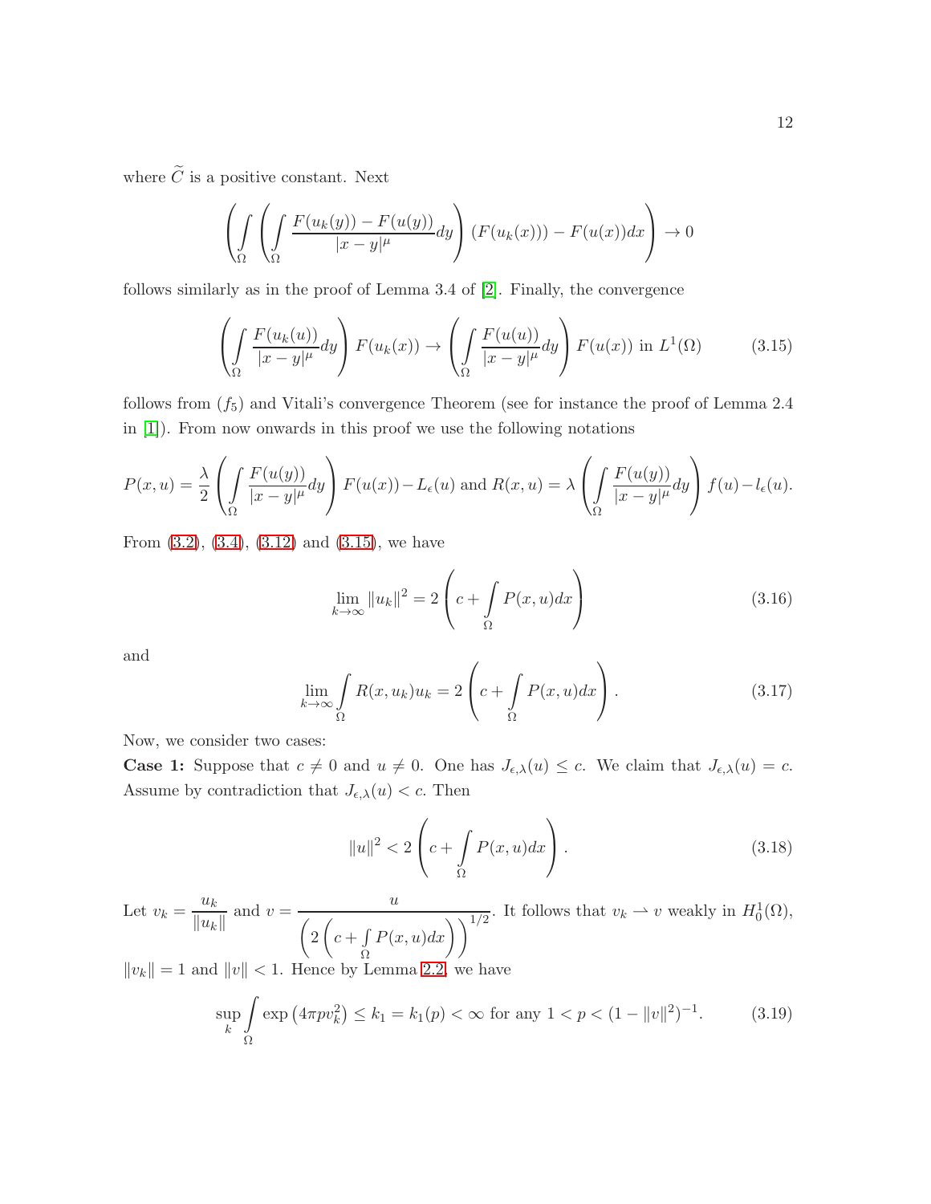where $\widetilde{C}$ is a positive constant. Next

$$\left(\int_\Omega \left(\int_\Omega \frac{F(u_k(y)) - F(u(y))}{|x-y|^\mu} dy\right) (F(u_k(x))) - F(u(x)) dx\right) \to 0$$

follows similarly as in the proof of Lemma 3.4 of [2]. Finally, the convergence

$$\left(\int_\Omega \frac{F(u_k(u))}{|x-y|^\mu} dy\right) F(u_k(x)) \to \left(\int_\Omega \frac{F(u(u))}{|x-y|^\mu} dy\right) F(u(x)) \text{ in } L^1(\Omega) \tag{3.15}$$

follows from $(f_5)$ and Vitali's convergence Theorem (see for instance the proof of Lemma 2.4 in [1]). From now onwards in this proof we use the following notations

$$P(x,u) = \frac{\lambda}{2}\left(\int_\Omega \frac{F(u(y))}{|x-y|^\mu} dy\right) F(u(x)) - L_\epsilon(u) \text{ and } R(x,u) = \lambda\left(\int_\Omega \frac{F(u(y))}{|x-y|^\mu} dy\right) f(u) - l_\epsilon(u).$$

From (3.2), (3.4), (3.12) and (3.15), we have

$$\lim_{k\to\infty} \|u_k\|^2 = 2\left(c + \int_\Omega P(x,u) dx\right) \tag{3.16}$$

and

$$\lim_{k\to\infty} \int_\Omega R(x,u_k) u_k = 2\left(c + \int_\Omega P(x,u) dx\right). \tag{3.17}$$

Now, we consider two cases:

**Case 1:** Suppose that $c \neq 0$ and $u \neq 0$. One has $J_{\epsilon,\lambda}(u) \leq c$. We claim that $J_{\epsilon,\lambda}(u) = c$. Assume by contradiction that $J_{\epsilon,\lambda}(u) < c$. Then

$$\|u\|^2 < 2\left(c + \int_\Omega P(x,u) dx\right). \tag{3.18}$$

Let $v_k = \dfrac{u_k}{\|u_k\|}$ and $v = \dfrac{u}{\left(2\left(c + \int_\Omega P(x,u) dx\right)\right)^{1/2}}$. It follows that $v_k \rightharpoonup v$ weakly in $H_0^1(\Omega)$, $\|v_k\| = 1$ and $\|v\| < 1$. Hence by Lemma 2.2, we have

$$\sup_k \int_\Omega \exp\left(4\pi p v_k^2\right) \leq k_1 = k_1(p) < \infty \text{ for any } 1 < p < (1 - \|v\|^2)^{-1}. \tag{3.19}$$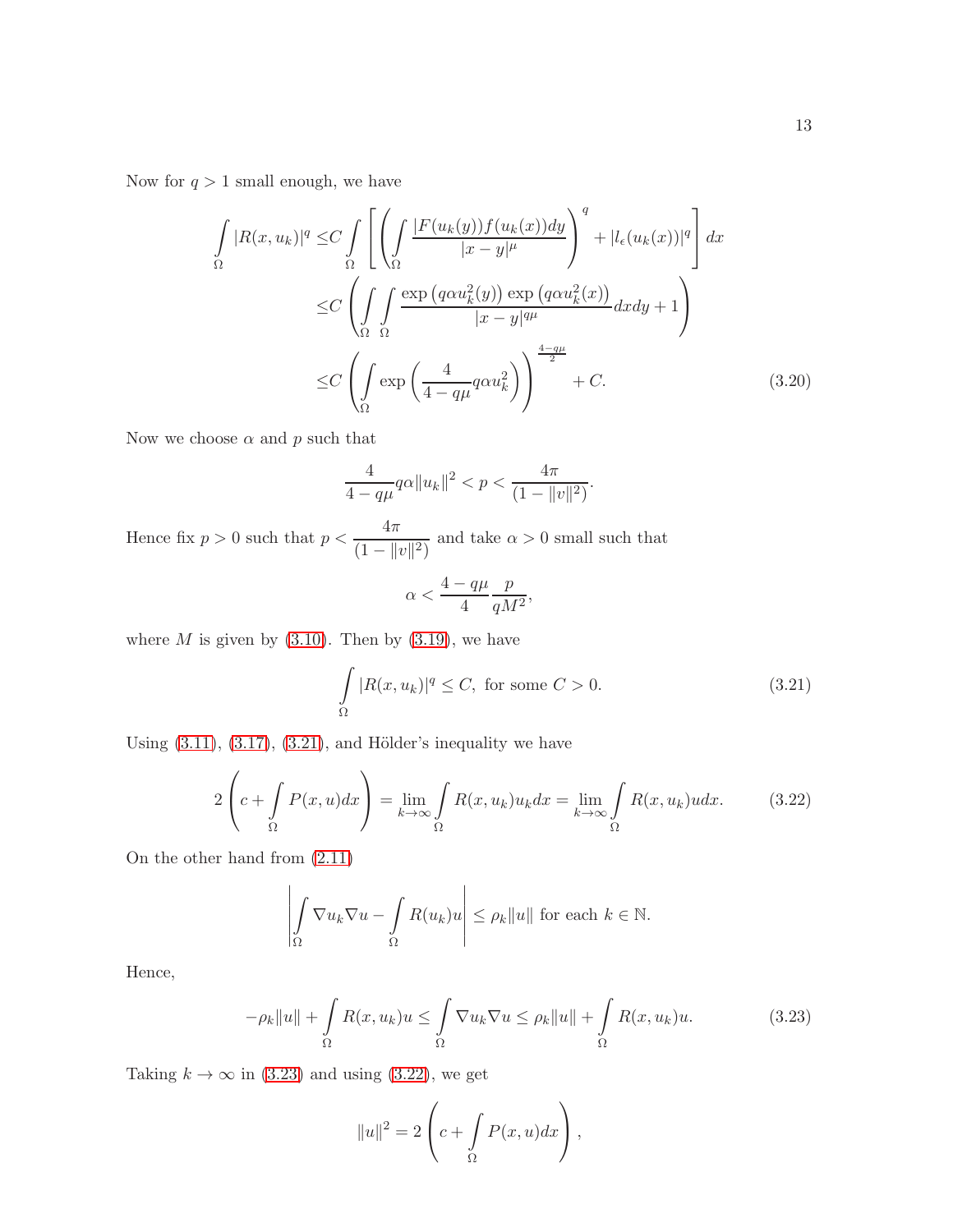Now for $q > 1$ small enough, we have

$$
\begin{aligned}
\int\limits_{\Omega} |R(x,u_k)|^q \leq& C \int\limits_{\Omega} \left[ \left( \int\limits_{\Omega} \frac{|F(u_k(y)) f(u_k(x)) dy}{|x-y|^{\mu}} \right)^q + |l_\epsilon(u_k(x))|^q \right] dx \\
\leq& C \left( \int\limits_{\Omega} \int\limits_{\Omega} \frac{\exp\left(q\alpha u_k^2(y)\right) \exp\left(q\alpha u_k^2(x)\right)}{|x-y|^{q\mu}} dx dy + 1 \right) \\
\leq& C \left( \int\limits_{\Omega} \exp\left( \frac{4}{4-q\mu} q\alpha u_k^2 \right) \right)^{\frac{4-q\mu}{2}} + C. \qquad (3.20)
\end{aligned}
$$

Now we choose $\alpha$ and $p$ such that

$$
\frac{4}{4-q\mu} q\alpha \|u_k\|^2 < p < \frac{4\pi}{(1-\|v\|^2)}.
$$

Hence fix $p > 0$ such that $p < \dfrac{4\pi}{(1-\|v\|^2)}$ and take $\alpha > 0$ small such that

$$
\alpha < \frac{4-q\mu}{4} \frac{p}{qM^2},
$$

where $M$ is given by (3.10). Then by (3.19), we have

$$
\int\limits_{\Omega} |R(x,u_k)|^q \leq C, \text{ for some } C > 0. \qquad (3.21)
$$

Using (3.11), (3.17), (3.21), and Hölder's inequality we have

$$
2\left( c + \int\limits_{\Omega} P(x,u) dx \right) = \lim_{k\to\infty} \int\limits_{\Omega} R(x,u_k) u_k dx = \lim_{k\to\infty} \int\limits_{\Omega} R(x,u_k) u dx. \qquad (3.22)
$$

On the other hand from (2.11)

$$
\left| \int\limits_{\Omega} \nabla u_k \nabla u - \int\limits_{\Omega} R(u_k) u \right| \leq \rho_k \|u\| \text{ for each } k \in \mathbb{N}.
$$

Hence,

$$
-\rho_k \|u\| + \int\limits_{\Omega} R(x,u_k) u \leq \int\limits_{\Omega} \nabla u_k \nabla u \leq \rho_k \|u\| + \int\limits_{\Omega} R(x,u_k) u. \qquad (3.23)
$$

Taking $k \to \infty$ in (3.23) and using (3.22), we get

$$
\|u\|^2 = 2\left( c + \int\limits_{\Omega} P(x,u) dx \right),
$$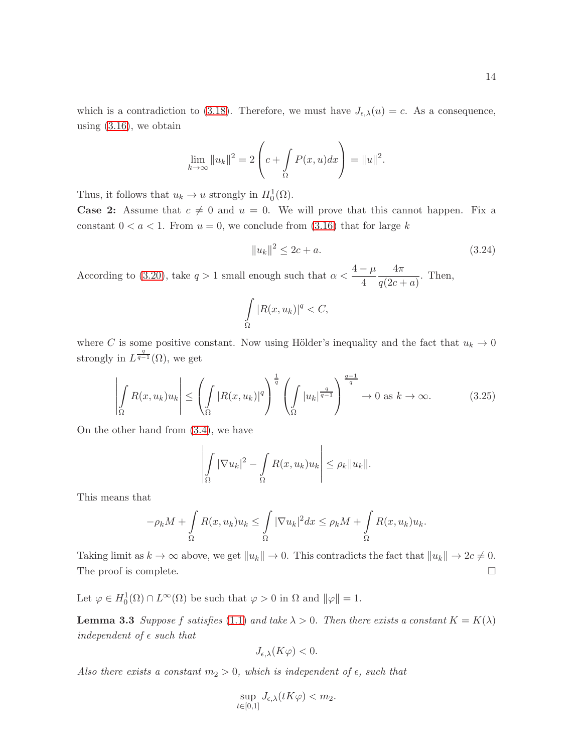which is a contradiction to (3.18). Therefore, we must have $J_{\epsilon,\lambda}(u) = c$. As a consequence, using (3.16), we obtain

$$\lim_{k\to\infty} \|u_k\|^2 = 2\left(c + \int_\Omega P(x,u)dx\right) = \|u\|^2.$$

Thus, it follows that $u_k \to u$ strongly in $H_0^1(\Omega)$.

**Case 2:** Assume that $c \neq 0$ and $u = 0$. We will prove that this cannot happen. Fix a constant $0 < a < 1$. From $u = 0$, we conclude from (3.16) that for large $k$

$$\|u_k\|^2 \le 2c + a. \tag{3.24}$$

According to (3.20), take $q > 1$ small enough such that $\alpha < \dfrac{4-\mu}{4}\dfrac{4\pi}{q(2c+a)}$. Then,

$$\int_\Omega |R(x,u_k)|^q < C,$$

where $C$ is some positive constant. Now using Hölder's inequality and the fact that $u_k \to 0$ strongly in $L^{\frac{q}{q-1}}(\Omega)$, we get

$$\left|\int_\Omega R(x,u_k)u_k\right| \le \left(\int_\Omega |R(x,u_k)|^q\right)^{\frac{1}{q}} \left(\int_\Omega |u_k|^{\frac{q}{q-1}}\right)^{\frac{q-1}{q}} \to 0 \text{ as } k \to \infty. \tag{3.25}$$

On the other hand from (3.4), we have

$$\left|\int_\Omega |\nabla u_k|^2 - \int_\Omega R(x,u_k)u_k\right| \le \rho_k \|u_k\|.$$

This means that

$$-\rho_k M + \int_\Omega R(x,u_k)u_k \le \int_\Omega |\nabla u_k|^2 dx \le \rho_k M + \int_\Omega R(x,u_k)u_k.$$

Taking limit as $k \to \infty$ above, we get $\|u_k\| \to 0$. This contradicts the fact that $\|u_k\| \to 2c \neq 0$. The proof is complete. $\square$

Let $\varphi \in H_0^1(\Omega) \cap L^\infty(\Omega)$ be such that $\varphi > 0$ in $\Omega$ and $\|\varphi\| = 1$.

**Lemma 3.3** *Suppose $f$ satisfies (1.1) and take $\lambda > 0$. Then there exists a constant $K = K(\lambda)$ independent of $\epsilon$ such that*

$$J_{\epsilon,\lambda}(K\varphi) < 0.$$

*Also there exists a constant $m_2 > 0$, which is independent of $\epsilon$, such that*

$$\sup_{t\in[0,1]} J_{\epsilon,\lambda}(tK\varphi) < m_2.$$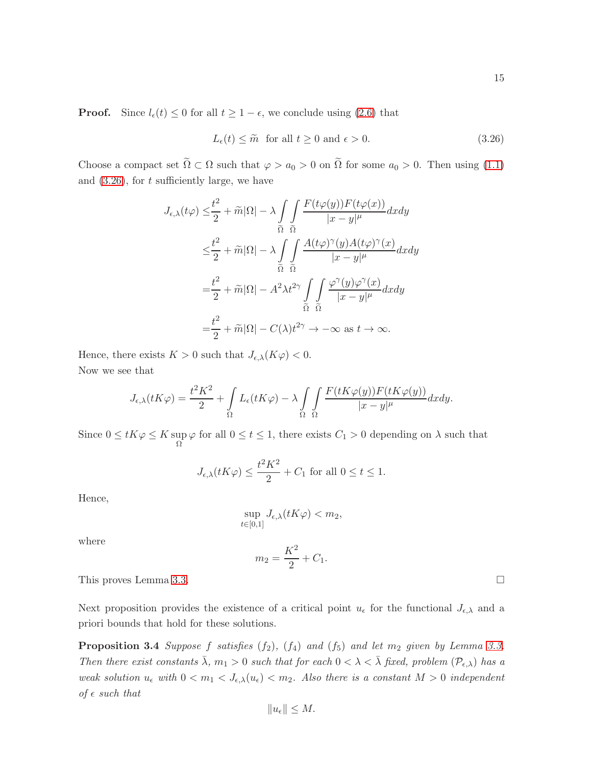**Proof.** Since $l_\epsilon(t) \leq 0$ for all $t \geq 1-\epsilon$, we conclude using (2.6) that

$$L_\epsilon(t) \leq \widetilde{m} \;\text{ for all } t \geq 0 \text{ and } \epsilon > 0. \tag{3.26}$$

Choose a compact set $\widetilde{\Omega} \subset \Omega$ such that $\varphi > a_0 > 0$ on $\widetilde{\Omega}$ for some $a_0 > 0$. Then using (1.1) and (3.26), for $t$ sufficiently large, we have

$$\begin{aligned}
J_{\epsilon,\lambda}(t\varphi) \leq & \frac{t^2}{2} + \widetilde{m}|\Omega| - \lambda \int_{\widetilde{\Omega}} \int_{\widetilde{\Omega}} \frac{F(t\varphi(y))F(t\varphi(x))}{|x-y|^\mu} dxdy \\
\leq & \frac{t^2}{2} + \widetilde{m}|\Omega| - \lambda \int_{\widetilde{\Omega}} \int_{\widetilde{\Omega}} \frac{A(t\varphi)^\gamma(y)A(t\varphi)^\gamma(x)}{|x-y|^\mu} dxdy \\
= & \frac{t^2}{2} + \widetilde{m}|\Omega| - A^2\lambda t^{2\gamma} \int_{\widetilde{\Omega}} \int_{\widetilde{\Omega}} \frac{\varphi^\gamma(y)\varphi^\gamma(x)}{|x-y|^\mu} dxdy \\
= & \frac{t^2}{2} + \widetilde{m}|\Omega| - C(\lambda)t^{2\gamma} \to -\infty \text{ as } t \to \infty.
\end{aligned}$$

Hence, there exists $K > 0$ such that $J_{\epsilon,\lambda}(K\varphi) < 0$.
Now we see that

$$J_{\epsilon,\lambda}(tK\varphi) = \frac{t^2K^2}{2} + \int_\Omega L_\epsilon(tK\varphi) - \lambda \int_\Omega \int_\Omega \frac{F(tK\varphi(y))F(tK\varphi(y))}{|x-y|^\mu} dxdy.$$

Since $0 \leq tK\varphi \leq K \sup_\Omega \varphi$ for all $0 \leq t \leq 1$, there exists $C_1 > 0$ depending on $\lambda$ such that

$$J_{\epsilon,\lambda}(tK\varphi) \leq \frac{t^2K^2}{2} + C_1 \text{ for all } 0 \leq t \leq 1.$$

Hence,

$$\sup_{t\in[0,1]} J_{\epsilon,\lambda}(tK\varphi) < m_2,$$

where

$$m_2 = \frac{K^2}{2} + C_1.$$

This proves Lemma 3.3. $\square$

Next proposition provides the existence of a critical point $u_\epsilon$ for the functional $J_{\epsilon,\lambda}$ and a priori bounds that hold for these solutions.

**Proposition 3.4** *Suppose $f$ satisfies $(f_2)$, $(f_4)$ and $(f_5)$ and let $m_2$ given by Lemma 3.3. Then there exist constants $\bar{\lambda}$, $m_1 > 0$ such that for each $0 < \lambda < \bar{\lambda}$ fixed, problem $(\mathcal{P}_{\epsilon,\lambda})$ has a weak solution $u_\epsilon$ with $0 < m_1 < J_{\epsilon,\lambda}(u_\epsilon) < m_2$. Also there is a constant $M > 0$ independent of $\epsilon$ such that*

$$\|u_\epsilon\| \leq M.$$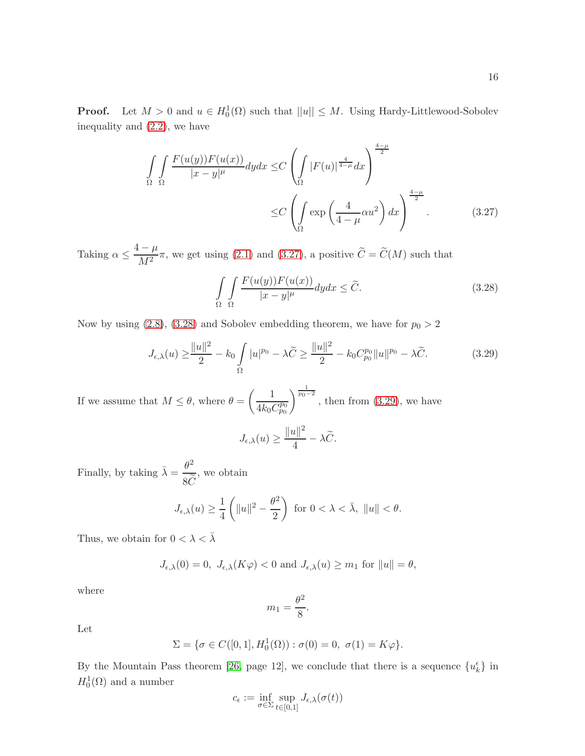**Proof.** Let $M > 0$ and $u \in H_0^1(\Omega)$ such that $||u|| \leq M$. Using Hardy-Littlewood-Sobolev inequality and (2.2), we have

$$
\begin{aligned}
\int_\Omega \int_\Omega \frac{F(u(y))F(u(x))}{|x-y|^\mu} dydx \leq & C \left( \int_\Omega |F(u)|^{\frac{4}{4-\mu}} dx \right)^{\frac{4-\mu}{2}} \\
\leq & C \left( \int_\Omega \exp\left( \frac{4}{4-\mu} \alpha u^2 \right) dx \right)^{\frac{4-\mu}{2}}. \qquad (3.27)
\end{aligned}
$$

Taking $\alpha \leq \dfrac{4-\mu}{M^2}\pi$, we get using (2.1) and (3.27), a positive $\widetilde{C} = \widetilde{C}(M)$ such that

$$
\int_\Omega \int_\Omega \frac{F(u(y))F(u(x))}{|x-y|^\mu} dydx \leq \widetilde{C}. \qquad (3.28)
$$

Now by using (2.8), (3.28) and Sobolev embedding theorem, we have for $p_0 > 2$

$$
J_{\epsilon,\lambda}(u) \geq \frac{\|u\|^2}{2} - k_0 \int_\Omega |u|^{p_0} - \lambda \widetilde{C} \geq \frac{\|u\|^2}{2} - k_0 C_{p_0}^{p_0} \|u\|^{p_0} - \lambda \widetilde{C}. \qquad (3.29)
$$

If we assume that $M \leq \theta$, where $\theta = \left( \dfrac{1}{4k_0 C_{p_0}^{p_0}} \right)^{\frac{1}{p_0-2}}$, then from (3.29), we have

$$
J_{\epsilon,\lambda}(u) \geq \frac{\|u\|^2}{4} - \lambda \widetilde{C}.
$$

Finally, by taking $\bar{\lambda} = \dfrac{\theta^2}{8\widetilde{C}}$, we obtain

$$
J_{\epsilon,\lambda}(u) \geq \frac{1}{4}\left( \|u\|^2 - \frac{\theta^2}{2} \right) \text{ for } 0 < \lambda < \bar{\lambda},\ \|u\| < \theta.
$$

Thus, we obtain for $0 < \lambda < \bar{\lambda}$

$$
J_{\epsilon,\lambda}(0) = 0,\ J_{\epsilon,\lambda}(K\varphi) < 0 \text{ and } J_{\epsilon,\lambda}(u) \geq m_1 \text{ for } \|u\| = \theta,
$$

where

$$
m_1 = \frac{\theta^2}{8}.
$$

Let

$$
\Sigma = \{\sigma \in C([0,1], H_0^1(\Omega)) : \sigma(0) = 0,\ \sigma(1) = K\varphi\}.
$$

By the Mountain Pass theorem [26, page 12], we conclude that there is a sequence $\{u_k^\epsilon\}$ in $H_0^1(\Omega)$ and a number

$$
c_\epsilon := \inf_{\sigma \in \Sigma} \sup_{t \in [0,1]} J_{\epsilon,\lambda}(\sigma(t))
$$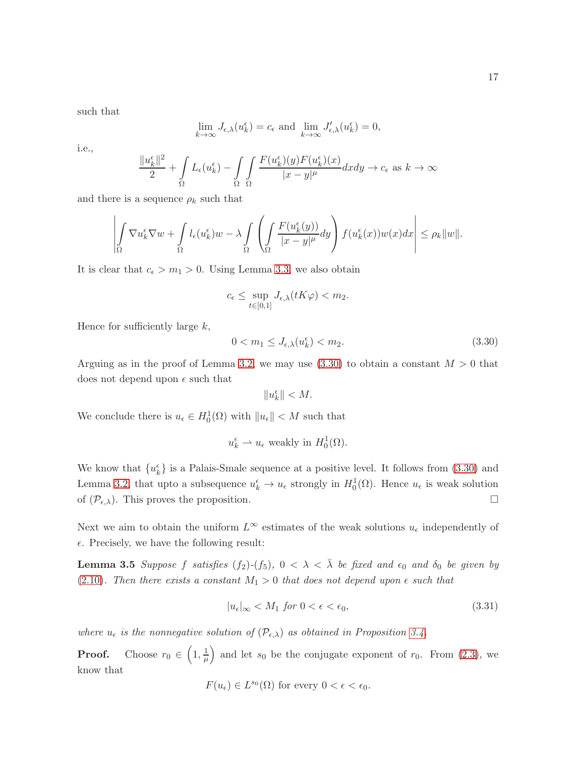such that

$$\lim_{k\to\infty} J_{\epsilon,\lambda}(u_k^\epsilon) = c_\epsilon \text{ and } \lim_{k\to\infty} J'_{\epsilon,\lambda}(u_k^\epsilon) = 0,$$

i.e.,

$$\frac{\|u_k^\epsilon\|^2}{2} + \int_\Omega L_\epsilon(u_k^\epsilon) - \int_\Omega \int_\Omega \frac{F(u_k^\epsilon)(y) F(u_k^\epsilon)(x)}{|x-y|^\mu} dx dy \to c_\epsilon \text{ as } k \to \infty$$

and there is a sequence $\rho_k$ such that

$$\left| \int_\Omega \nabla u_k^\epsilon \nabla w + \int_\Omega l_\epsilon(u_k^\epsilon) w - \lambda \int_\Omega \left( \int_\Omega \frac{F(u_k^\epsilon(y))}{|x-y|^\mu} dy \right) f(u_k^\epsilon(x)) w(x) dx \right| \leq \rho_k \|w\|.$$

It is clear that $c_\epsilon > m_1 > 0$. Using Lemma 3.3, we also obtain

$$c_\epsilon \leq \sup_{t\in[0,1]} J_{\epsilon,\lambda}(tK\varphi) < m_2.$$

Hence for sufficiently large $k$,

$$0 < m_1 \leq J_{\epsilon,\lambda}(u_k^\epsilon) < m_2. \tag{3.30}$$

Arguing as in the proof of Lemma 3.2, we may use (3.30) to obtain a constant $M > 0$ that does not depend upon $\epsilon$ such that

$$\|u_k^\epsilon\| < M.$$

We conclude there is $u_\epsilon \in H_0^1(\Omega)$ with $\|u_\epsilon\| < M$ such that

$$u_k^\epsilon \rightharpoonup u_\epsilon \text{ weakly in } H_0^1(\Omega).$$

We know that $\{u_k^\epsilon\}$ is a Palais-Smale sequence at a positive level. It follows from (3.30) and Lemma 3.2, that upto a subsequence $u_k^\epsilon \to u_\epsilon$ strongly in $H_0^1(\Omega)$. Hence $u_\epsilon$ is weak solution of $(\mathcal{P}_{\epsilon,\lambda})$. This proves the proposition. $\square$

Next we aim to obtain the uniform $L^\infty$ estimates of the weak solutions $u_\epsilon$ independently of $\epsilon$. Precisely, we have the following result:

**Lemma 3.5** *Suppose $f$ satisfies $(f_2)$-$(f_5)$, $0 < \lambda < \bar{\lambda}$ be fixed and $\epsilon_0$ and $\delta_0$ be given by (2.10). Then there exists a constant $M_1 > 0$ that does not depend upon $\epsilon$ such that*

$$|u_\epsilon|_\infty < M_1 \text{ for } 0 < \epsilon < \epsilon_0, \tag{3.31}$$

*where $u_\epsilon$ is the nonnegative solution of $(\mathcal{P}_{\epsilon,\lambda})$ as obtained in Proposition 3.4.*

**Proof.** Choose $r_0 \in \left(1, \frac{1}{\mu}\right)$ and let $s_0$ be the conjugate exponent of $r_0$. From (2.3), we know that

$$F(u_\epsilon) \in L^{s_0}(\Omega) \text{ for every } 0 < \epsilon < \epsilon_0.$$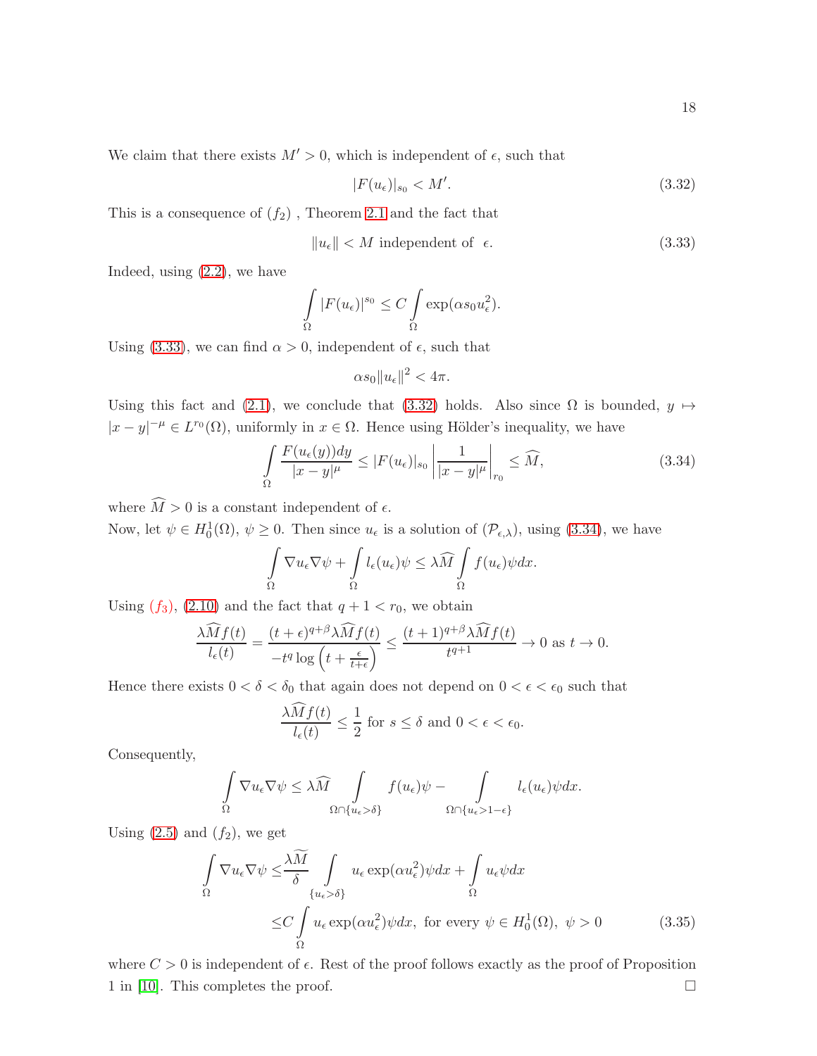We claim that there exists $M' > 0$, which is independent of $\epsilon$, such that

$$|F(u_\epsilon)|_{s_0} < M'. \tag{3.32}$$

This is a consequence of $(f_2)$ , Theorem 2.1 and the fact that

$$\|u_\epsilon\| < M \text{ independent of } \epsilon. \tag{3.33}$$

Indeed, using (2.2), we have

$$\int_\Omega |F(u_\epsilon)|^{s_0} \leq C \int_\Omega \exp(\alpha s_0 u_\epsilon^2).$$

Using (3.33), we can find $\alpha > 0$, independent of $\epsilon$, such that

$$\alpha s_0 \|u_\epsilon\|^2 < 4\pi.$$

Using this fact and (2.1), we conclude that (3.32) holds. Also since $\Omega$ is bounded, $y \mapsto |x-y|^{-\mu} \in L^{r_0}(\Omega)$, uniformly in $x \in \Omega$. Hence using Hölder's inequality, we have

$$\int_\Omega \frac{F(u_\epsilon(y))dy}{|x-y|^\mu} \leq |F(u_\epsilon)|_{s_0} \left| \frac{1}{|x-y|^\mu} \right|_{r_0} \leq \widehat{M}, \tag{3.34}$$

where $\widehat{M} > 0$ is a constant independent of $\epsilon$.

Now, let $\psi \in H_0^1(\Omega)$, $\psi \geq 0$. Then since $u_\epsilon$ is a solution of $(\mathcal{P}_{\epsilon,\lambda})$, using (3.34), we have

$$\int_\Omega \nabla u_\epsilon \nabla \psi + \int_\Omega l_\epsilon(u_\epsilon)\psi \leq \lambda \widehat{M} \int_\Omega f(u_\epsilon)\psi dx.$$

Using $(f_3)$, (2.10) and the fact that $q+1 < r_0$, we obtain

$$\frac{\lambda \widehat{M} f(t)}{l_\epsilon(t)} = \frac{(t+\epsilon)^{q+\beta}\lambda \widehat{M} f(t)}{-t^q \log\left(t + \frac{\epsilon}{t+\epsilon}\right)} \leq \frac{(t+1)^{q+\beta}\lambda \widehat{M} f(t)}{t^{q+1}} \to 0 \text{ as } t \to 0.$$

Hence there exists $0 < \delta < \delta_0$ that again does not depend on $0 < \epsilon < \epsilon_0$ such that

$$\frac{\lambda \widehat{M} f(t)}{l_\epsilon(t)} \leq \frac{1}{2} \text{ for } s \leq \delta \text{ and } 0 < \epsilon < \epsilon_0.$$

Consequently,

$$\int_\Omega \nabla u_\epsilon \nabla \psi \leq \lambda \widehat{M} \int_{\Omega \cap \{u_\epsilon > \delta\}} f(u_\epsilon)\psi - \int_{\Omega \cap \{u_\epsilon > 1-\epsilon\}} l_\epsilon(u_\epsilon)\psi dx.$$

Using (2.5) and $(f_2)$, we get

$$\begin{aligned}
\int_\Omega \nabla u_\epsilon \nabla \psi \leq & \frac{\lambda \widetilde{M}}{\delta} \int_{\{u_\epsilon > \delta\}} u_\epsilon \exp(\alpha u_\epsilon^2)\psi dx + \int_\Omega u_\epsilon \psi dx \\
\leq & C \int_\Omega u_\epsilon \exp(\alpha u_\epsilon^2)\psi dx, \text{ for every } \psi \in H_0^1(\Omega),\ \psi > 0
\end{aligned} \tag{3.35}$$

where $C > 0$ is independent of $\epsilon$. Rest of the proof follows exactly as the proof of Proposition 1 in [10]. This completes the proof. □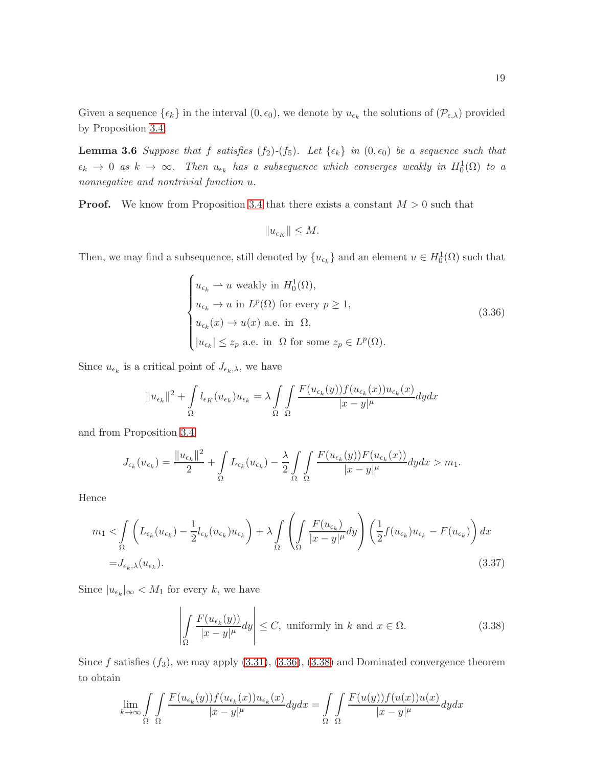Given a sequence $\{\epsilon_k\}$ in the interval $(0, \epsilon_0)$, we denote by $u_{\epsilon_k}$ the solutions of $(\mathcal{P}_{\epsilon,\lambda})$ provided by Proposition 3.4.

**Lemma 3.6** *Suppose that $f$ satisfies $(f_2)$-$(f_5)$. Let $\{\epsilon_k\}$ in $(0, \epsilon_0)$ be a sequence such that $\epsilon_k \to 0$ as $k \to \infty$. Then $u_{\epsilon_k}$ has a subsequence which converges weakly in $H_0^1(\Omega)$ to a nonnegative and nontrivial function $u$.*

**Proof.** We know from Proposition 3.4 that there exists a constant $M > 0$ such that

$$\|u_{\epsilon_K}\| \leq M.$$

Then, we may find a subsequence, still denoted by $\{u_{\epsilon_k}\}$ and an element $u \in H_0^1(\Omega)$ such that

$$\begin{cases} u_{\epsilon_k} \rightharpoonup u \text{ weakly in } H_0^1(\Omega), \\ u_{\epsilon_k} \to u \text{ in } L^p(\Omega) \text{ for every } p \geq 1, \\ u_{\epsilon_k}(x) \to u(x) \text{ a.e. in } \ \Omega, \\ |u_{\epsilon_k}| \leq z_p \text{ a.e. in } \ \Omega \text{ for some } z_p \in L^p(\Omega). \end{cases} \tag{3.36}$$

Since $u_{\epsilon_k}$ is a critical point of $J_{\epsilon_k,\lambda}$, we have

$$\|u_{\epsilon_k}\|^2 + \int_\Omega l_{\epsilon_K}(u_{\epsilon_k})u_{\epsilon_k} = \lambda \int_\Omega \int_\Omega \frac{F(u_{\epsilon_k}(y))f(u_{\epsilon_k}(x))u_{\epsilon_k}(x)}{|x-y|^\mu} dydx$$

and from Proposition 3.4

$$J_{\epsilon_k}(u_{\epsilon_k}) = \frac{\|u_{\epsilon_k}\|^2}{2} + \int_\Omega L_{\epsilon_k}(u_{\epsilon_k}) - \frac{\lambda}{2} \int_\Omega \int_\Omega \frac{F(u_{\epsilon_k}(y))F(u_{\epsilon_k}(x))}{|x-y|^\mu} dydx > m_1.$$

Hence

$$\begin{aligned} m_1 <& \int_\Omega \left( L_{\epsilon_k}(u_{\epsilon_k}) - \frac{1}{2} l_{\epsilon_k}(u_{\epsilon_k})u_{\epsilon_k} \right) + \lambda \int_\Omega \left( \int_\Omega \frac{F(u_{\epsilon_k})}{|x-y|^\mu} dy \right) \left( \frac{1}{2} f(u_{\epsilon_k})u_{\epsilon_k} - F(u_{\epsilon_k}) \right) dx \\ =& J_{\epsilon_k,\lambda}(u_{\epsilon_k}). \end{aligned} \tag{3.37}$$

Since $|u_{\epsilon_k}|_\infty < M_1$ for every $k$, we have

$$\left| \int_\Omega \frac{F(u_{\epsilon_k}(y))}{|x-y|^\mu} dy \right| \leq C, \text{ uniformly in } k \text{ and } x \in \Omega. \tag{3.38}$$

Since $f$ satisfies $(f_3)$, we may apply (3.31), (3.36), (3.38) and Dominated convergence theorem to obtain

$$\lim_{k \to \infty} \int_\Omega \int_\Omega \frac{F(u_{\epsilon_k}(y))f(u_{\epsilon_k}(x))u_{\epsilon_k}(x)}{|x-y|^\mu} dydx = \int_\Omega \int_\Omega \frac{F(u(y))f(u(x))u(x)}{|x-y|^\mu} dydx$$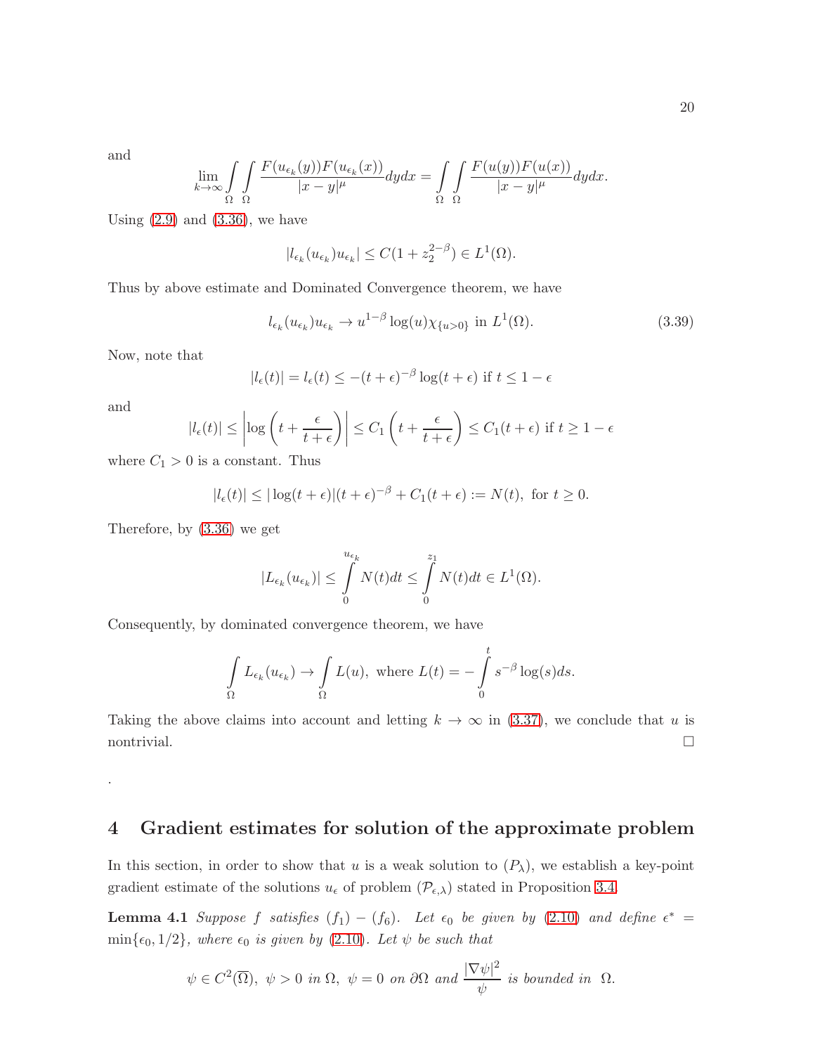and

$$\lim_{k\to\infty}\int_\Omega\int_\Omega \frac{F(u_{\epsilon_k}(y))F(u_{\epsilon_k}(x))}{|x-y|^\mu}dydx = \int_\Omega\int_\Omega \frac{F(u(y))F(u(x))}{|x-y|^\mu}dydx.$$

Using (2.9) and (3.36), we have

$$|l_{\epsilon_k}(u_{\epsilon_k})u_{\epsilon_k}| \leq C(1+z_2^{2-\beta}) \in L^1(\Omega).$$

Thus by above estimate and Dominated Convergence theorem, we have

$$l_{\epsilon_k}(u_{\epsilon_k})u_{\epsilon_k} \to u^{1-\beta}\log(u)\chi_{\{u>0\}} \text{ in } L^1(\Omega). \tag{3.39}$$

Now, note that

$$|l_\epsilon(t)| = l_\epsilon(t) \leq -(t+\epsilon)^{-\beta}\log(t+\epsilon) \text{ if } t\leq 1-\epsilon$$

and

$$|l_\epsilon(t)| \leq \left|\log\left(t+\frac{\epsilon}{t+\epsilon}\right)\right| \leq C_1\left(t+\frac{\epsilon}{t+\epsilon}\right) \leq C_1(t+\epsilon) \text{ if } t\geq 1-\epsilon$$

where $C_1>0$ is a constant. Thus

$$|l_\epsilon(t)| \leq |\log(t+\epsilon)|(t+\epsilon)^{-\beta} + C_1(t+\epsilon) := N(t), \text{ for } t\geq 0.$$

Therefore, by (3.36) we get

$$|L_{\epsilon_k}(u_{\epsilon_k})| \leq \int_0^{u_{\epsilon_k}} N(t)dt \leq \int_0^{z_1} N(t)dt \in L^1(\Omega).$$

Consequently, by dominated convergence theorem, we have

$$\int_\Omega L_{\epsilon_k}(u_{\epsilon_k}) \to \int_\Omega L(u), \text{ where } L(t) = -\int_0^t s^{-\beta}\log(s)ds.$$

Taking the above claims into account and letting $k\to\infty$ in (3.37), we conclude that $u$ is nontrivial. □

.

# 4 Gradient estimates for solution of the approximate problem

In this section, in order to show that $u$ is a weak solution to $(P_\lambda)$, we establish a key-point gradient estimate of the solutions $u_\epsilon$ of problem $(\mathcal{P}_{\epsilon,\lambda})$ stated in Proposition 3.4.

**Lemma 4.1** *Suppose $f$ satisfies $(f_1)-(f_6)$. Let $\epsilon_0$ be given by (2.10) and define $\epsilon^* = \min\{\epsilon_0, 1/2\}$, where $\epsilon_0$ is given by (2.10). Let $\psi$ be such that*

$$\psi\in C^2(\overline{\Omega}),\ \psi>0 \text{ in } \Omega,\ \psi=0 \text{ on } \partial\Omega \text{ and } \frac{|\nabla\psi|^2}{\psi} \text{ is bounded in } \Omega.$$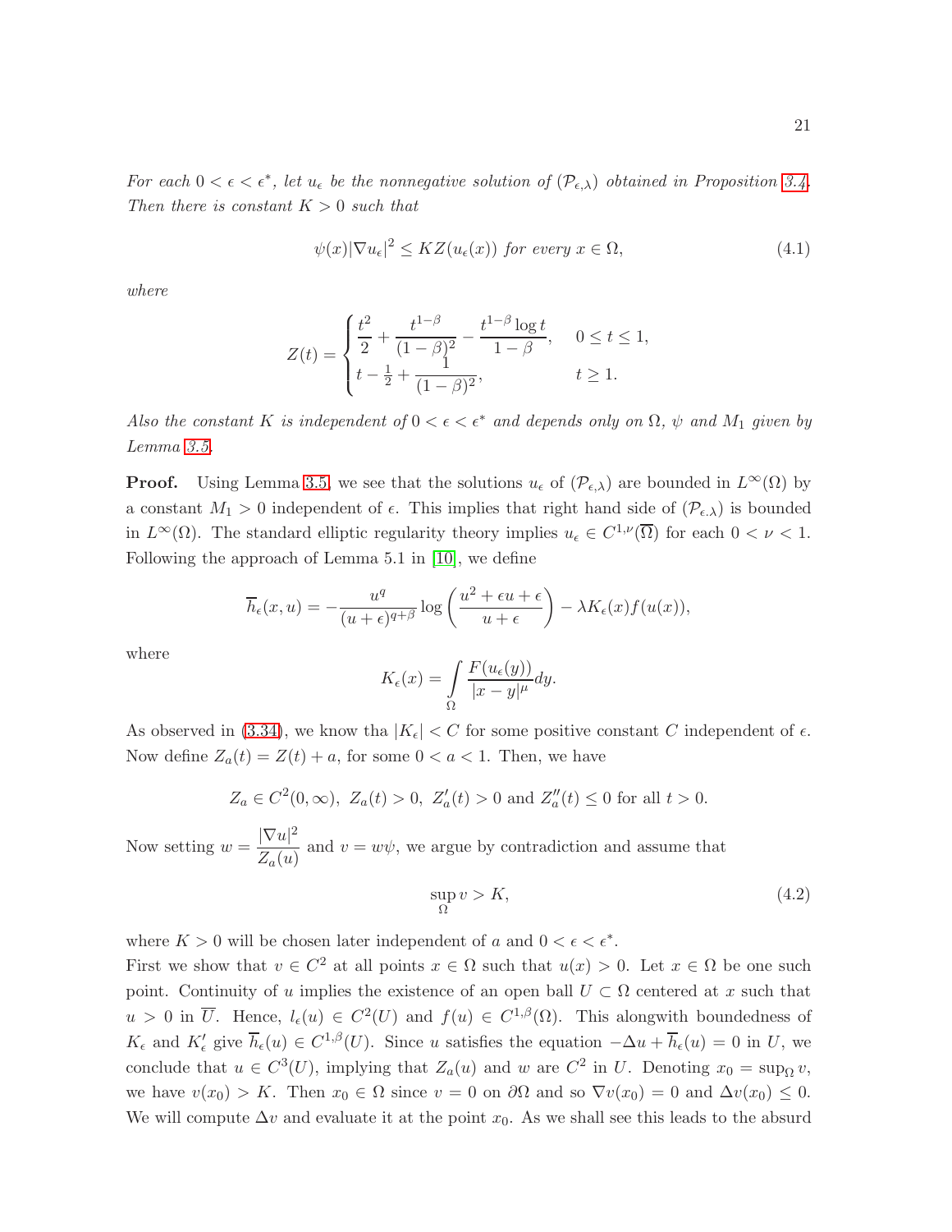*For each $0 < \epsilon < \epsilon^*$, let $u_\epsilon$ be the nonnegative solution of $(\mathcal{P}_{\epsilon,\lambda})$ obtained in Proposition 3.4. Then there is constant $K > 0$ such that*

$$\psi(x)|\nabla u_\epsilon|^2 \leq KZ(u_\epsilon(x)) \text{ for every } x \in \Omega, \tag{4.1}$$

*where*

$$Z(t) = \begin{cases} \dfrac{t^2}{2} + \dfrac{t^{1-\beta}}{(1-\beta)^2} - \dfrac{t^{1-\beta}\log t}{1-\beta}, & 0 \leq t \leq 1, \\ t - \frac{1}{2} + \dfrac{1}{(1-\beta)^2}, & t \geq 1. \end{cases}$$

*Also the constant $K$ is independent of $0 < \epsilon < \epsilon^*$ and depends only on $\Omega$, $\psi$ and $M_1$ given by Lemma 3.5.*

**Proof.** Using Lemma 3.5, we see that the solutions $u_\epsilon$ of $(\mathcal{P}_{\epsilon,\lambda})$ are bounded in $L^\infty(\Omega)$ by a constant $M_1 > 0$ independent of $\epsilon$. This implies that right hand side of $(\mathcal{P}_{\epsilon.\lambda})$ is bounded in $L^\infty(\Omega)$. The standard elliptic regularity theory implies $u_\epsilon \in C^{1,\nu}(\overline{\Omega})$ for each $0 < \nu < 1$. Following the approach of Lemma 5.1 in [10], we define

$$\overline{h}_\epsilon(x,u) = -\frac{u^q}{(u+\epsilon)^{q+\beta}}\log\left(\frac{u^2+\epsilon u+\epsilon}{u+\epsilon}\right) - \lambda K_\epsilon(x)f(u(x)),$$

where

$$K_\epsilon(x) = \int\limits_\Omega \frac{F(u_\epsilon(y))}{|x-y|^\mu}dy.$$

As observed in (3.34), we know tha $|K_\epsilon| < C$ for some positive constant $C$ independent of $\epsilon$. Now define $Z_a(t) = Z(t) + a$, for some $0 < a < 1$. Then, we have

$$Z_a \in C^2(0,\infty),\ Z_a(t) > 0,\ Z_a'(t) > 0 \text{ and } Z_a''(t) \leq 0 \text{ for all } t > 0.$$

Now setting $w = \dfrac{|\nabla u|^2}{Z_a(u)}$ and $v = w\psi$, we argue by contradiction and assume that

$$\sup_\Omega v > K, \tag{4.2}$$

where $K > 0$ will be chosen later independent of $a$ and $0 < \epsilon < \epsilon^*$.

First we show that $v \in C^2$ at all points $x \in \Omega$ such that $u(x) > 0$. Let $x \in \Omega$ be one such point. Continuity of $u$ implies the existence of an open ball $U \subset \Omega$ centered at $x$ such that $u > 0$ in $\overline{U}$. Hence, $l_\epsilon(u) \in C^2(U)$ and $f(u) \in C^{1,\beta}(\Omega)$. This alongwith boundedness of $K_\epsilon$ and $K_\epsilon'$ give $\overline{h}_\epsilon(u) \in C^{1,\beta}(U)$. Since $u$ satisfies the equation $-\Delta u + \overline{h}_\epsilon(u) = 0$ in $U$, we conclude that $u \in C^3(U)$, implying that $Z_a(u)$ and $w$ are $C^2$ in $U$. Denoting $x_0 = \sup_\Omega v$, we have $v(x_0) > K$. Then $x_0 \in \Omega$ since $v = 0$ on $\partial\Omega$ and so $\nabla v(x_0) = 0$ and $\Delta v(x_0) \leq 0$. We will compute $\Delta v$ and evaluate it at the point $x_0$. As we shall see this leads to the absurd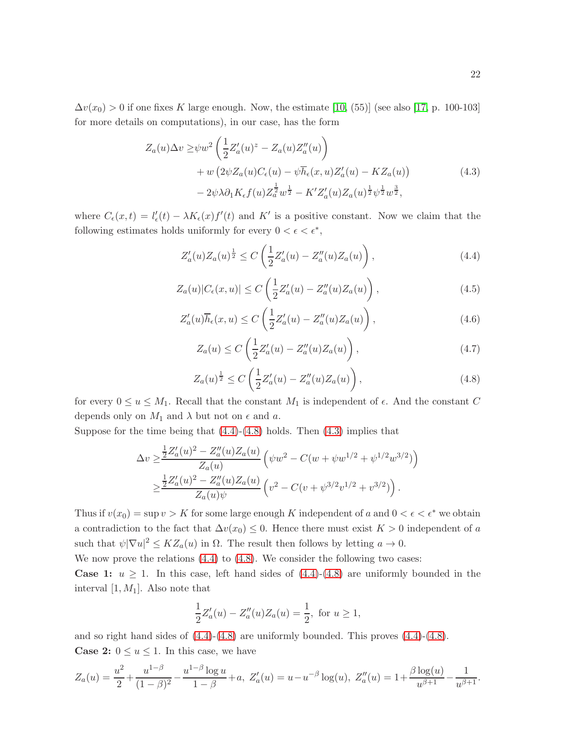$\Delta v(x_0) > 0$ if one fixes $K$ large enough. Now, the estimate [10, (55)] (see also [17, p. 100-103] for more details on computations), in our case, has the form

$$
\begin{aligned}
Z_a(u)\Delta v \geq & \psi w^2 \left(\frac{1}{2}Z_a'(u)^z - Z_a(u)Z_a''(u)\right) \\
& + w\left(2\psi Z_a(u)C_\epsilon(u) - \psi \overline{h}_\epsilon(x,u)Z_a'(u) - KZ_a(u)\right) \\
& - 2\psi\lambda\partial_1 K_\epsilon f(u) Z_a^{\frac{1}{2}} w^{\frac{1}{2}} - K' Z_a'(u) Z_a(u)^{\frac{1}{2}} \psi^{\frac{1}{2}} w^{\frac{3}{2}},
\end{aligned} \tag{4.3}
$$

where $C_\epsilon(x,t) = l_\epsilon'(t) - \lambda K_\epsilon(x) f'(t)$ and $K'$ is a positive constant. Now we claim that the following estimates holds uniformly for every $0 < \epsilon < \epsilon^*$,

$$
Z_a'(u) Z_a(u)^{\frac{1}{2}} \leq C\left(\frac{1}{2}Z_a'(u) - Z_a''(u)Z_a(u)\right), \tag{4.4}
$$

$$
Z_a(u)|C_\epsilon(x,u)| \leq C\left(\frac{1}{2}Z_a'(u) - Z_a''(u)Z_a(u)\right), \tag{4.5}
$$

$$
Z_a'(u)\overline{h}_\epsilon(x,u) \leq C\left(\frac{1}{2}Z_a'(u) - Z_a''(u)Z_a(u)\right), \tag{4.6}
$$

$$
Z_a(u) \leq C\left(\frac{1}{2}Z_a'(u) - Z_a''(u)Z_a(u)\right), \tag{4.7}
$$

$$
Z_a(u)^{\frac{1}{2}} \leq C\left(\frac{1}{2}Z_a'(u) - Z_a''(u)Z_a(u)\right), \tag{4.8}
$$

for every $0 \leq u \leq M_1$. Recall that the constant $M_1$ is independent of $\epsilon$. And the constant $C$ depends only on $M_1$ and $\lambda$ but not on $\epsilon$ and $a$.

Suppose for the time being that (4.4)-(4.8) holds. Then (4.3) implies that

$$
\begin{aligned}
\Delta v \geq & \frac{\frac{1}{2}Z_a'(u)^2 - Z_a''(u)Z_a(u)}{Z_a(u)}\left(\psi w^2 - C(w + \psi w^{1/2} + \psi^{1/2}w^{3/2})\right) \\
\geq & \frac{\frac{1}{2}Z_a'(u)^2 - Z_a''(u)Z_a(u)}{Z_a(u)\psi}\left(v^2 - C(v + \psi^{3/2}v^{1/2} + v^{3/2})\right).
\end{aligned}
$$

Thus if $v(x_0) = \sup v > K$ for some large enough $K$ independent of $a$ and $0 < \epsilon < \epsilon^*$ we obtain a contradiction to the fact that $\Delta v(x_0) \leq 0$. Hence there must exist $K > 0$ independent of $a$ such that $\psi|\nabla u|^2 \leq KZ_a(u)$ in $\Omega$. The result then follows by letting $a \to 0$.

We now prove the relations (4.4) to (4.8). We consider the following two cases:

**Case 1:** $u \geq 1$. In this case, left hand sides of (4.4)-(4.8) are uniformly bounded in the interval $[1, M_1]$. Also note that

$$
\frac{1}{2}Z_a'(u) - Z_a''(u)Z_a(u) = \frac{1}{2}, \text{ for } u \geq 1,
$$

and so right hand sides of (4.4)-(4.8) are uniformly bounded. This proves (4.4)-(4.8).

**Case 2:** $0 \leq u \leq 1$. In this case, we have

$$
Z_a(u) = \frac{u^2}{2} + \frac{u^{1-\beta}}{(1-\beta)^2} - \frac{u^{1-\beta}\log u}{1-\beta} + a,\ Z_a'(u) = u - u^{-\beta}\log(u),\ Z_a''(u) = 1 + \frac{\beta\log(u)}{u^{\beta+1}} - \frac{1}{u^{\beta+1}}.
$$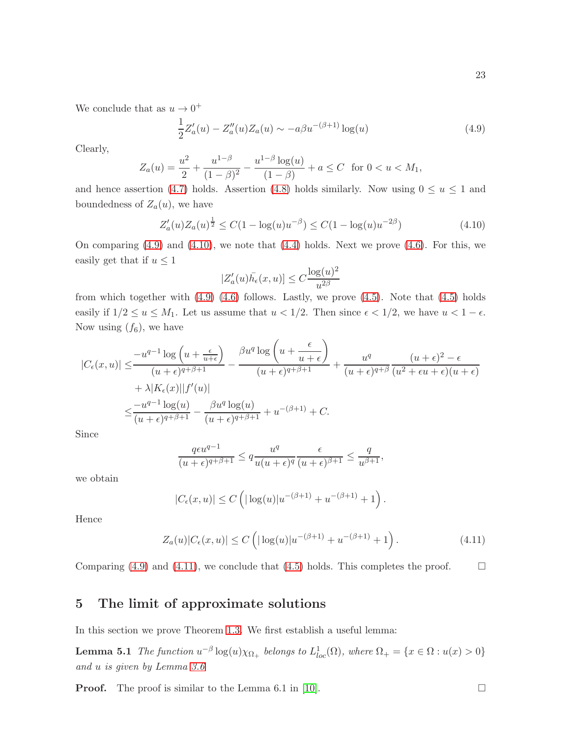We conclude that as $u \to 0^+$

$$\frac{1}{2} Z_a'(u) - Z_a''(u) Z_a(u) \sim -a\beta u^{-(\beta+1)} \log(u) \tag{4.9}$$

Clearly,

$$Z_a(u) = \frac{u^2}{2} + \frac{u^{1-\beta}}{(1-\beta)^2} - \frac{u^{1-\beta}\log(u)}{(1-\beta)} + a \leq C \quad \text{for } 0 < u < M_1,$$

and hence assertion (4.7) holds. Assertion (4.8) holds similarly. Now using $0 \leq u \leq 1$ and boundedness of $Z_a(u)$, we have

$$Z_a'(u) Z_a(u)^{\frac{1}{2}} \leq C(1 - \log(u) u^{-\beta}) \leq C(1 - \log(u) u^{-2\beta}) \tag{4.10}$$

On comparing (4.9) and (4.10), we note that (4.4) holds. Next we prove (4.6). For this, we easily get that if $u \leq 1$

$$|Z_a'(u) \bar{h_\epsilon}(x,u)] \leq C \frac{\log(u)^2}{u^{2\beta}}$$

from which together with (4.9) (4.6) follows. Lastly, we prove (4.5). Note that (4.5) holds easily if $1/2 \leq u \leq M_1$. Let us assume that $u < 1/2$. Then since $\epsilon < 1/2$, we have $u < 1 - \epsilon$. Now using $(f_6)$, we have

$$\begin{aligned}
|C_\epsilon(x,u)| \leq & \frac{-u^{q-1}\log\left(u + \frac{\epsilon}{u+\epsilon}\right)}{(u+\epsilon)^{q+\beta+1}} - \frac{\beta u^q \log\left(u + \dfrac{\epsilon}{u+\epsilon}\right)}{(u+\epsilon)^{q+\beta+1}} + \frac{u^q}{(u+\epsilon)^{q+\beta}} \frac{(u+\epsilon)^2 - \epsilon}{(u^2 + \epsilon u + \epsilon)(u+\epsilon)} \\
& + \lambda |K_\epsilon(x)||f'(u)| \\
\leq & \frac{-u^{q-1}\log(u)}{(u+\epsilon)^{q+\beta+1}} - \frac{\beta u^q \log(u)}{(u+\epsilon)^{q+\beta+1}} + u^{-(\beta+1)} + C.
\end{aligned}$$

Since

$$\frac{q\epsilon u^{q-1}}{(u+\epsilon)^{q+\beta+1}} \leq q \frac{u^q}{u(u+\epsilon)^q} \frac{\epsilon}{(u+\epsilon)^{\beta+1}} \leq \frac{q}{u^{\beta+1}},$$

we obtain

$$|C_\epsilon(x,u)| \leq C\left(|\log(u)| u^{-(\beta+1)} + u^{-(\beta+1)} + 1\right).$$

Hence

$$Z_a(u)|C_\epsilon(x,u)| \leq C\left(|\log(u)| u^{-(\beta+1)} + u^{-(\beta+1)} + 1\right). \tag{4.11}$$

Comparing (4.9) and (4.11), we conclude that (4.5) holds. This completes the proof. $\square$

## 5 The limit of approximate solutions

In this section we prove Theorem 1.3. We first establish a useful lemma:

**Lemma 5.1** *The function $u^{-\beta}\log(u)\chi_{\Omega_+}$ belongs to $L^1_{loc}(\Omega)$, where $\Omega_+ = \{x \in \Omega : u(x) > 0\}$ and $u$ is given by Lemma 3.6*

**Proof.** The proof is similar to the Lemma 6.1 in [10]. $\square$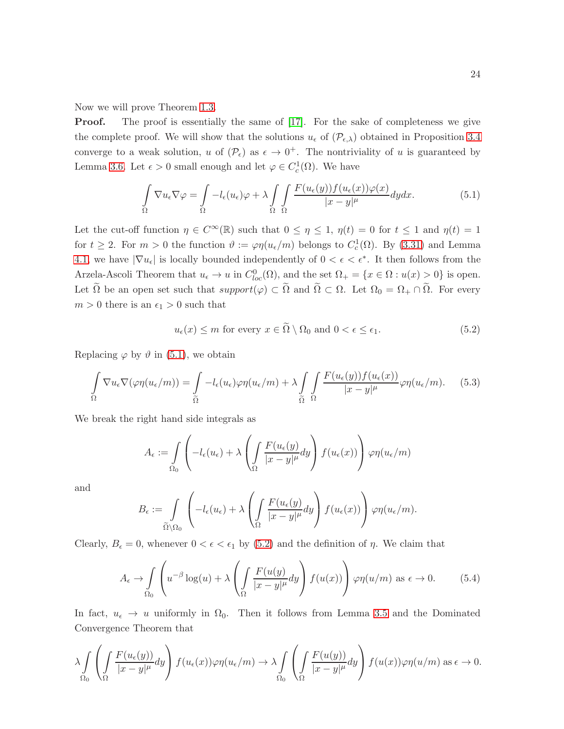Now we will prove Theorem 1.3.

**Proof.** The proof is essentially the same of [17]. For the sake of completeness we give the complete proof. We will show that the solutions $u_\epsilon$ of $(\mathcal{P}_{\epsilon,\lambda})$ obtained in Proposition 3.4 converge to a weak solution, $u$ of $(\mathcal{P}_\epsilon)$ as $\epsilon \to 0^+$. The nontriviality of $u$ is guaranteed by Lemma 3.6. Let $\epsilon > 0$ small enough and let $\varphi \in C_c^1(\Omega)$. We have

$$\int_\Omega \nabla u_\epsilon \nabla \varphi = \int_\Omega -l_\epsilon(u_\epsilon)\varphi + \lambda \int_\Omega \int_\Omega \frac{F(u_\epsilon(y)) f(u_\epsilon(x))\varphi(x)}{|x-y|^\mu} dydx. \tag{5.1}$$

Let the cut-off function $\eta \in C^\infty(\mathbb{R})$ such that $0 \leq \eta \leq 1$, $\eta(t) = 0$ for $t \leq 1$ and $\eta(t) = 1$ for $t \geq 2$. For $m > 0$ the function $\vartheta := \varphi\eta(u_\epsilon/m)$ belongs to $C_c^1(\Omega)$. By (3.31) and Lemma 4.1, we have $|\nabla u_\epsilon|$ is locally bounded independently of $0 < \epsilon < \epsilon^*$. It then follows from the Arzela-Ascoli Theorem that $u_\epsilon \to u$ in $C^0_{loc}(\Omega)$, and the set $\Omega_+ = \{x \in \Omega : u(x) > 0\}$ is open. Let $\widetilde{\Omega}$ be an open set such that $support(\varphi) \subset \widetilde{\Omega}$ and $\widetilde{\Omega} \subset \Omega$. Let $\Omega_0 = \Omega_+ \cap \widetilde{\Omega}$. For every $m > 0$ there is an $\epsilon_1 > 0$ such that

$$u_\epsilon(x) \leq m \text{ for every } x \in \widetilde{\Omega} \setminus \Omega_0 \text{ and } 0 < \epsilon \leq \epsilon_1. \tag{5.2}$$

Replacing $\varphi$ by $\vartheta$ in (5.1), we obtain

$$\int_\Omega \nabla u_\epsilon \nabla(\varphi\eta(u_\epsilon/m)) = \int_{\widetilde{\Omega}} -l_\epsilon(u_\epsilon)\varphi\eta(u_\epsilon/m) + \lambda \int_{\widetilde{\Omega}} \int_\Omega \frac{F(u_\epsilon(y)) f(u_\epsilon(x))}{|x-y|^\mu} \varphi\eta(u_\epsilon/m). \tag{5.3}$$

We break the right hand side integrals as

$$A_\epsilon := \int_{\Omega_0} \left( -l_\epsilon(u_\epsilon) + \lambda \left( \int_\Omega \frac{F(u_\epsilon(y))}{|x-y|^\mu} dy \right) f(u_\epsilon(x)) \right) \varphi\eta(u_\epsilon/m)$$

and

$$B_\epsilon := \int_{\widetilde{\Omega}\setminus\Omega_0} \left( -l_\epsilon(u_\epsilon) + \lambda \left( \int_\Omega \frac{F(u_\epsilon(y))}{|x-y|^\mu} dy \right) f(u_\epsilon(x)) \right) \varphi\eta(u_\epsilon/m).$$

Clearly, $B_\epsilon = 0$, whenever $0 < \epsilon < \epsilon_1$ by (5.2) and the definition of $\eta$. We claim that

$$A_\epsilon \to \int_{\Omega_0} \left( u^{-\beta}\log(u) + \lambda \left( \int_\Omega \frac{F(u(y))}{|x-y|^\mu} dy \right) f(u(x)) \right) \varphi\eta(u/m) \text{ as } \epsilon \to 0. \tag{5.4}$$

In fact, $u_\epsilon \to u$ uniformly in $\Omega_0$. Then it follows from Lemma 3.5 and the Dominated Convergence Theorem that

$$\lambda \int_{\Omega_0} \left( \int_\Omega \frac{F(u_\epsilon(y))}{|x-y|^\mu} dy \right) f(u_\epsilon(x))\varphi\eta(u_\epsilon/m) \to \lambda \int_{\Omega_0} \left( \int_\Omega \frac{F(u(y))}{|x-y|^\mu} dy \right) f(u(x))\varphi\eta(u/m) \text{ as } \epsilon \to 0.$$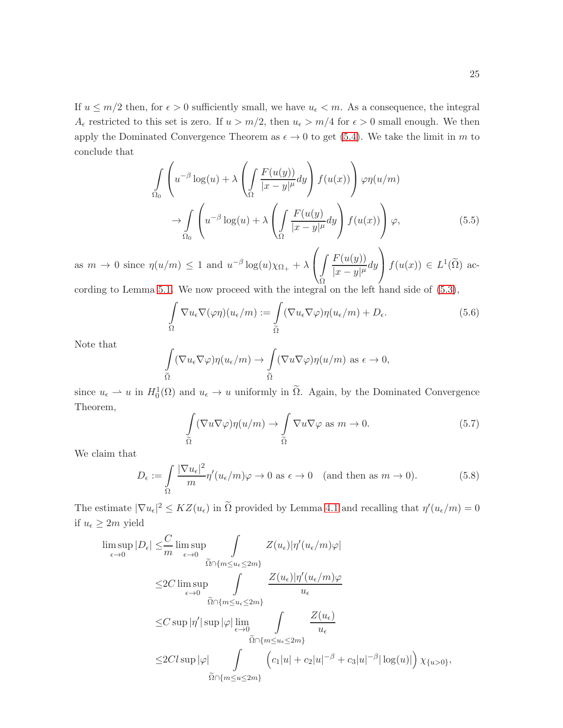If $u \leq m/2$ then, for $\epsilon > 0$ sufficiently small, we have $u_\epsilon < m$. As a consequence, the integral $A_\epsilon$ restricted to this set is zero. If $u > m/2$, then $u_\epsilon > m/4$ for $\epsilon > 0$ small enough. We then apply the Dominated Convergence Theorem as $\epsilon \to 0$ to get (5.4). We take the limit in $m$ to conclude that

$$
\begin{aligned}
&\int_{\Omega_0} \left( u^{-\beta} \log(u) + \lambda \left( \int_{\Omega} \frac{F(u(y))}{|x-y|^\mu} dy \right) f(u(x)) \right) \varphi \eta(u/m) \\
&\qquad \to \int_{\Omega_0} \left( u^{-\beta} \log(u) + \lambda \left( \int_{\Omega} \frac{F(u(y)}{|x-y|^\mu} dy \right) f(u(x)) \right) \varphi, \qquad (5.5)
\end{aligned}
$$

as $m \to 0$ since $\eta(u/m) \leq 1$ and $u^{-\beta} \log(u) \chi_{\Omega_+} + \lambda \left( \int_{\Omega} \frac{F(u(y))}{|x-y|^\mu} dy \right) f(u(x)) \in L^1(\widetilde{\Omega})$ according to Lemma 5.1. We now proceed with the integral on the left hand side of (5.3),

$$
\int_{\Omega} \nabla u_\epsilon \nabla(\varphi \eta)(u_\epsilon/m) := \int_{\widetilde{\Omega}} (\nabla u_\epsilon \nabla \varphi) \eta(u_\epsilon/m) + D_\epsilon. \qquad (5.6)
$$

Note that

$$
\int_{\widetilde{\Omega}} (\nabla u_\epsilon \nabla \varphi) \eta(u_\epsilon/m) \to \int_{\widetilde{\Omega}} (\nabla u \nabla \varphi) \eta(u/m) \text{ as } \epsilon \to 0,
$$

since $u_\epsilon \rightharpoonup u$ in $H_0^1(\Omega)$ and $u_\epsilon \to u$ uniformly in $\widetilde{\Omega}$. Again, by the Dominated Convergence Theorem,

$$
\int_{\widetilde{\Omega}} (\nabla u \nabla \varphi) \eta(u/m) \to \int_{\widetilde{\Omega}} \nabla u \nabla \varphi \text{ as } m \to 0. \qquad (5.7)
$$

We claim that

$$
D_\epsilon := \int_{\Omega} \frac{|\nabla u_\epsilon|^2}{m} \eta'(u_\epsilon/m) \varphi \to 0 \text{ as } \epsilon \to 0 \quad \text{(and then as } m \to 0). \qquad (5.8)
$$

The estimate $|\nabla u_\epsilon|^2 \leq KZ(u_\epsilon)$ in $\widetilde{\Omega}$ provided by Lemma 4.1 and recalling that $\eta'(u_\epsilon/m) = 0$ if $u_\epsilon \geq 2m$ yield

$$
\begin{aligned}
\limsup_{\epsilon \to 0} |D_\epsilon| &\leq \frac{C}{m} \limsup_{\epsilon \to 0} \int_{\widetilde{\Omega} \cap \{m \leq u_\epsilon \leq 2m\}} Z(u_\epsilon) |\eta'(u_\epsilon/m) \varphi| \\
&\leq 2C \limsup_{\epsilon \to 0} \int_{\widetilde{\Omega} \cap \{m \leq u_\epsilon \leq 2m\}} \frac{Z(u_\epsilon) |\eta'(u_\epsilon/m) \varphi}{u_\epsilon} \\
&\leq C \sup |\eta'| \sup |\varphi| \lim_{\epsilon \to 0} \int_{\widetilde{\Omega} \cap \{m \leq u_\epsilon \leq 2m\}} \frac{Z(u_\epsilon)}{u_\epsilon} \\
&\leq 2Cl \sup |\varphi| \int_{\widetilde{\Omega} \cap \{m \leq u \leq 2m\}} \left( c_1 |u| + c_2 |u|^{-\beta} + c_3 |u|^{-\beta} |\log(u)| \right) \chi_{\{u > 0\}},
\end{aligned}
$$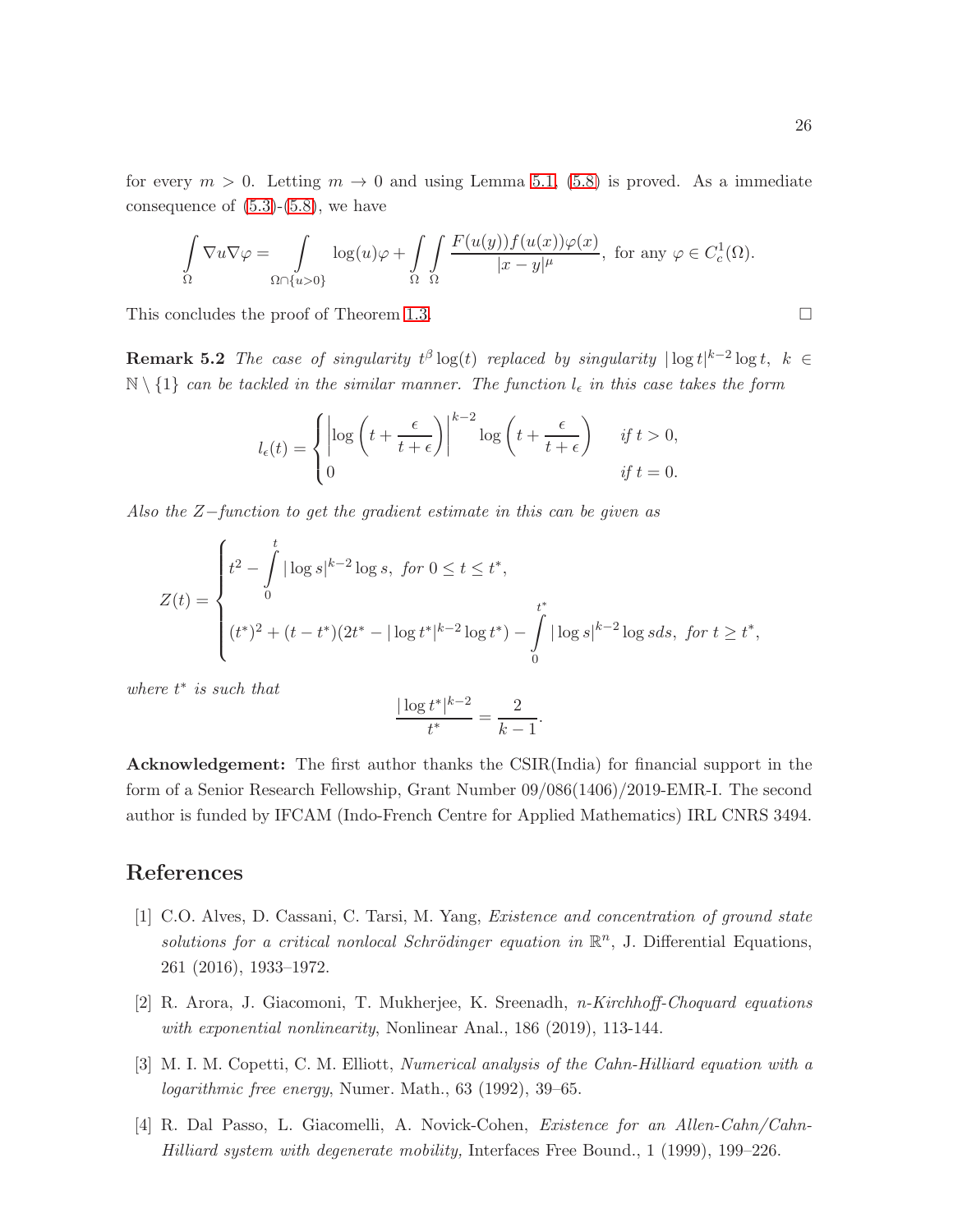for every $m > 0$. Letting $m \to 0$ and using Lemma 5.1, (5.8) is proved. As a immediate consequence of (5.3)-(5.8), we have

$$\int_{\Omega} \nabla u \nabla \varphi = \int_{\Omega \cap \{u>0\}} \log(u)\varphi + \int_{\Omega}\int_{\Omega} \frac{F(u(y))f(u(x))\varphi(x)}{|x-y|^{\mu}}, \text{ for any } \varphi \in C_c^1(\Omega).$$

This concludes the proof of Theorem 1.3. □

**Remark 5.2** *The case of singularity $t^{\beta}\log(t)$ replaced by singularity $|\log t|^{k-2}\log t,\ k \in \mathbb{N}\setminus\{1\}$ can be tackled in the similar manner. The function $l_{\epsilon}$ in this case takes the form*

$$l_{\epsilon}(t) = \begin{cases} \left|\log\left(t + \dfrac{\epsilon}{t+\epsilon}\right)\right|^{k-2} \log\left(t + \dfrac{\epsilon}{t+\epsilon}\right) & \text{if } t > 0, \\ 0 & \text{if } t = 0. \end{cases}$$

*Also the $Z-$function to get the gradient estimate in this can be given as*

$$Z(t) = \begin{cases} t^2 - \displaystyle\int_0^t |\log s|^{k-2}\log s, \ \text{for } 0 \leq t \leq t^*, \\ (t^*)^2 + (t-t^*)(2t^* - |\log t^*|^{k-2}\log t^*) - \displaystyle\int_0^{t^*} |\log s|^{k-2}\log s ds, \ \text{for } t \geq t^*, \end{cases}$$

*where $t^*$ is such that*

$$\frac{|\log t^*|^{k-2}}{t^*} = \frac{2}{k-1}.$$

**Acknowledgement:** The first author thanks the CSIR(India) for financial support in the form of a Senior Research Fellowship, Grant Number 09/086(1406)/2019-EMR-I. The second author is funded by IFCAM (Indo-French Centre for Applied Mathematics) IRL CNRS 3494.

## References

[1] C.O. Alves, D. Cassani, C. Tarsi, M. Yang, *Existence and concentration of ground state solutions for a critical nonlocal Schrödinger equation in $\mathbb{R}^n$*, J. Differential Equations, 261 (2016), 1933–1972.

[2] R. Arora, J. Giacomoni, T. Mukherjee, K. Sreenadh, *n-Kirchhoff-Choquard equations with exponential nonlinearity*, Nonlinear Anal., 186 (2019), 113-144.

[3] M. I. M. Copetti, C. M. Elliott, *Numerical analysis of the Cahn-Hilliard equation with a logarithmic free energy*, Numer. Math., 63 (1992), 39–65.

[4] R. Dal Passo, L. Giacomelli, A. Novick-Cohen, *Existence for an Allen-Cahn/Cahn-Hilliard system with degenerate mobility,* Interfaces Free Bound., 1 (1999), 199–226.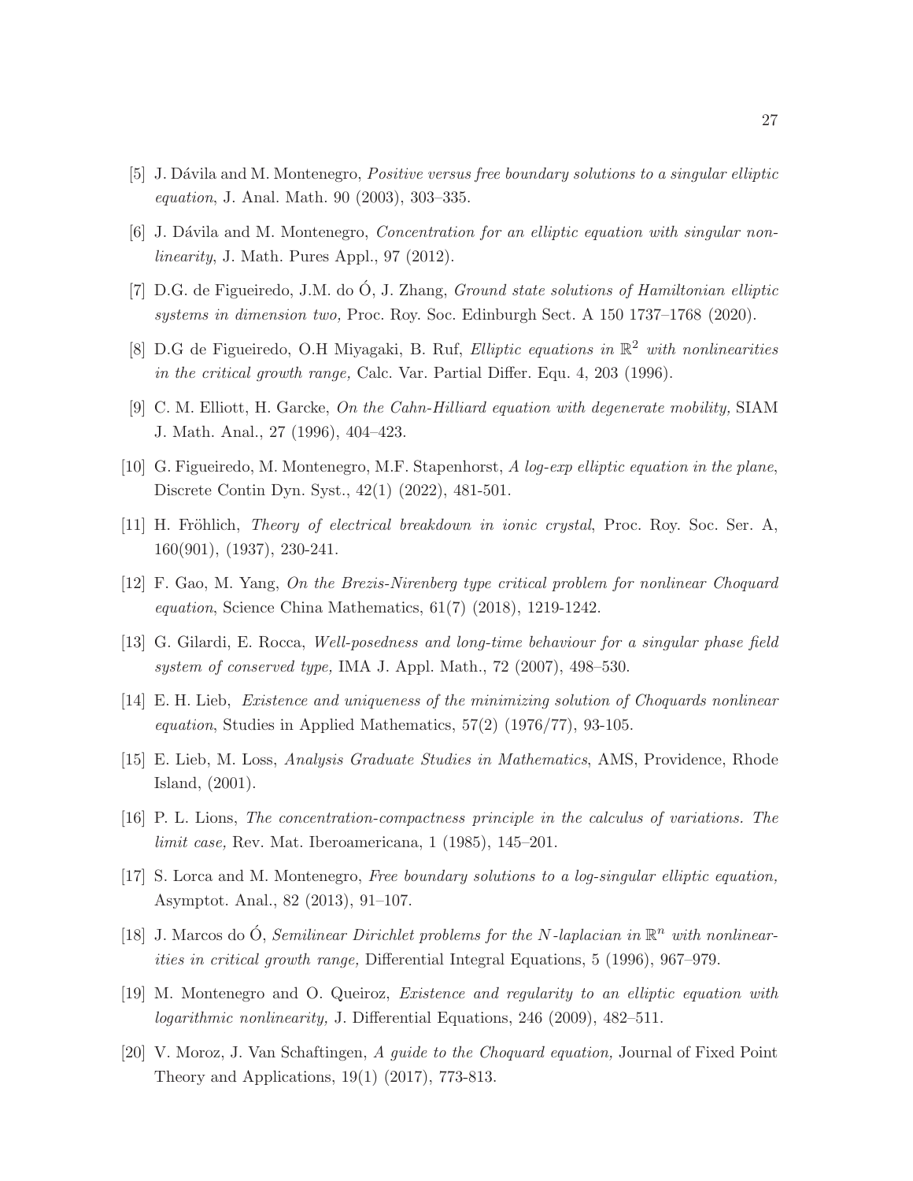[5] J. Dávila and M. Montenegro, *Positive versus free boundary solutions to a singular elliptic equation*, J. Anal. Math. 90 (2003), 303–335.

[6] J. Dávila and M. Montenegro, *Concentration for an elliptic equation with singular nonlinearity*, J. Math. Pures Appl., 97 (2012).

[7] D.G. de Figueiredo, J.M. do Ó, J. Zhang, *Ground state solutions of Hamiltonian elliptic systems in dimension two,* Proc. Roy. Soc. Edinburgh Sect. A 150 1737–1768 (2020).

[8] D.G de Figueiredo, O.H Miyagaki, B. Ruf, *Elliptic equations in* $\mathbb{R}^2$ *with nonlinearities in the critical growth range,* Calc. Var. Partial Differ. Equ. 4, 203 (1996).

[9] C. M. Elliott, H. Garcke, *On the Cahn-Hilliard equation with degenerate mobility,* SIAM J. Math. Anal., 27 (1996), 404–423.

[10] G. Figueiredo, M. Montenegro, M.F. Stapenhorst, *A log-exp elliptic equation in the plane*, Discrete Contin Dyn. Syst., 42(1) (2022), 481-501.

[11] H. Fröhlich, *Theory of electrical breakdown in ionic crystal*, Proc. Roy. Soc. Ser. A, 160(901), (1937), 230-241.

[12] F. Gao, M. Yang, *On the Brezis-Nirenberg type critical problem for nonlinear Choquard equation*, Science China Mathematics, 61(7) (2018), 1219-1242.

[13] G. Gilardi, E. Rocca, *Well-posedness and long-time behaviour for a singular phase field system of conserved type,* IMA J. Appl. Math., 72 (2007), 498–530.

[14] E. H. Lieb, *Existence and uniqueness of the minimizing solution of Choquards nonlinear equation*, Studies in Applied Mathematics, 57(2) (1976/77), 93-105.

[15] E. Lieb, M. Loss, *Analysis Graduate Studies in Mathematics*, AMS, Providence, Rhode Island, (2001).

[16] P. L. Lions, *The concentration-compactness principle in the calculus of variations. The limit case,* Rev. Mat. Iberoamericana, 1 (1985), 145–201.

[17] S. Lorca and M. Montenegro, *Free boundary solutions to a log-singular elliptic equation,* Asymptot. Anal., 82 (2013), 91–107.

[18] J. Marcos do Ó, *Semilinear Dirichlet problems for the N-laplacian in* $\mathbb{R}^n$ *with nonlinearities in critical growth range,* Differential Integral Equations, 5 (1996), 967–979.

[19] M. Montenegro and O. Queiroz, *Existence and regularity to an elliptic equation with logarithmic nonlinearity,* J. Differential Equations, 246 (2009), 482–511.

[20] V. Moroz, J. Van Schaftingen, *A guide to the Choquard equation,* Journal of Fixed Point Theory and Applications, 19(1) (2017), 773-813.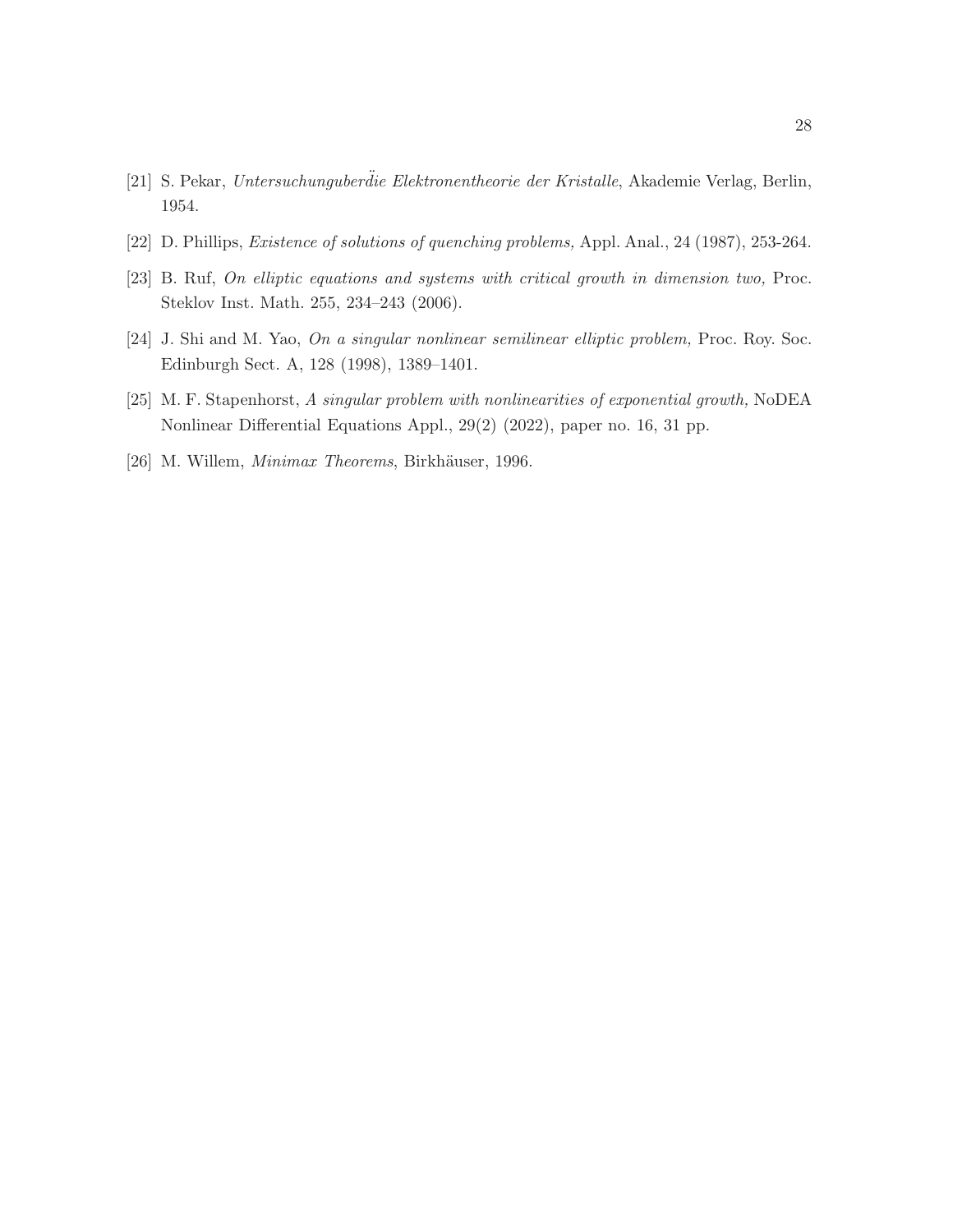[21] S. Pekar, *Untersuchunguberdie Elektronentheorie der Kristalle*, Akademie Verlag, Berlin, 1954.

[22] D. Phillips, *Existence of solutions of quenching problems,* Appl. Anal., 24 (1987), 253-264.

[23] B. Ruf, *On elliptic equations and systems with critical growth in dimension two,* Proc. Steklov Inst. Math. 255, 234–243 (2006).

[24] J. Shi and M. Yao, *On a singular nonlinear semilinear elliptic problem,* Proc. Roy. Soc. Edinburgh Sect. A, 128 (1998), 1389–1401.

[25] M. F. Stapenhorst, *A singular problem with nonlinearities of exponential growth,* NoDEA Nonlinear Differential Equations Appl., 29(2) (2022), paper no. 16, 31 pp.

[26] M. Willem, *Minimax Theorems*, Birkhäuser, 1996.